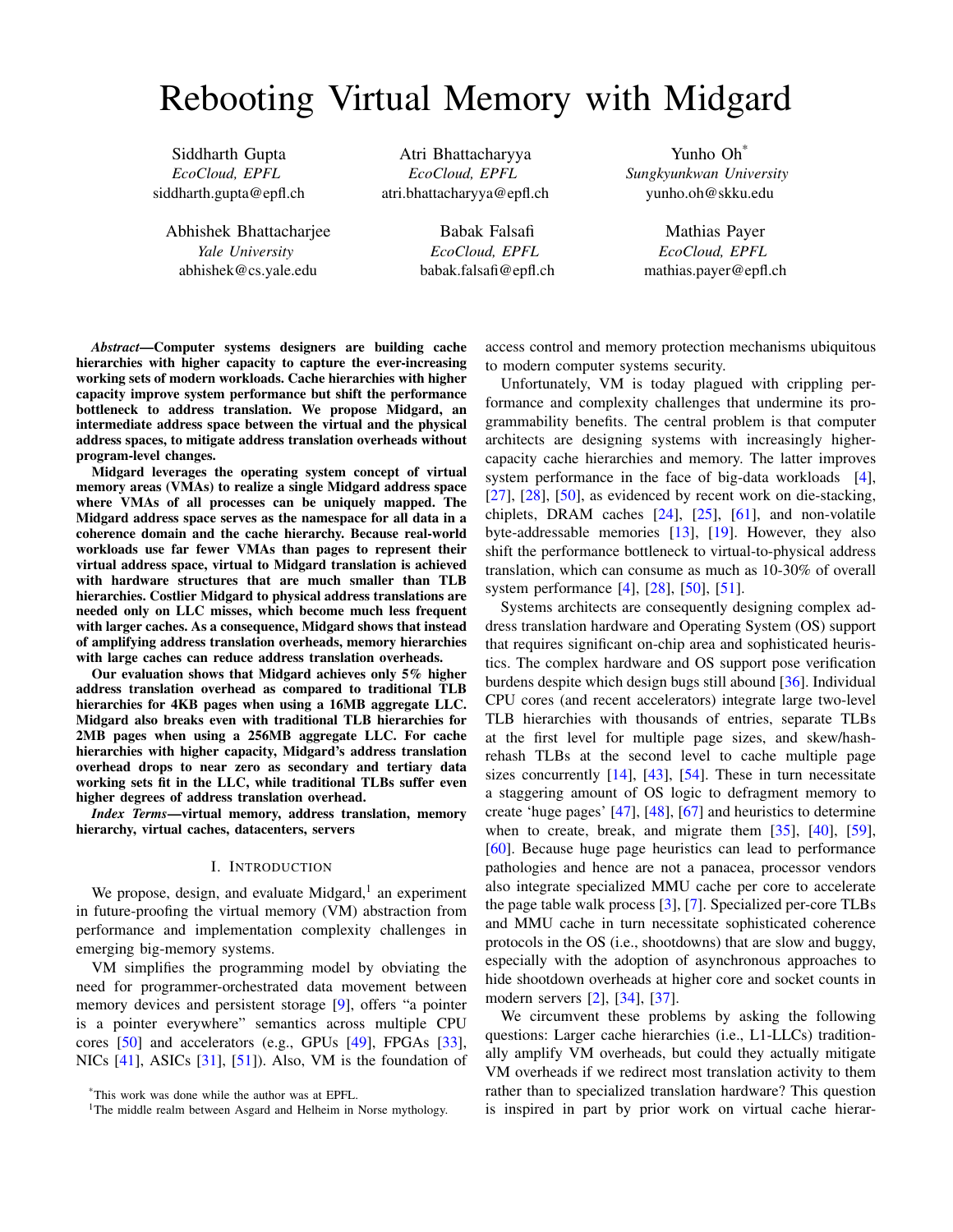# Rebooting Virtual Memory with Midgard

Siddharth Gupta
*EcoCloud, EPFL*
siddharth.gupta@epfl.ch

Atri Bhattacharyya
*EcoCloud, EPFL*
atri.bhattacharyya@epfl.ch

Yunho Oh[*]
*Sungkyunkwan University*
yunho.oh@skku.edu

Abhishek Bhattacharjee
*Yale University*
abhishek@cs.yale.edu

Babak Falsafi
*EcoCloud, EPFL*
babak.falsafi@epfl.ch

Mathias Payer
*EcoCloud, EPFL*
mathias.payer@epfl.ch

***Abstract*—Computer systems designers are building cache hierarchies with higher capacity to capture the ever-increasing working sets of modern workloads. Cache hierarchies with higher capacity improve system performance but shift the performance bottleneck to address translation. We propose Midgard, an intermediate address space between the virtual and the physical address spaces, to mitigate address translation overheads without program-level changes.**

**Midgard leverages the operating system concept of virtual memory areas (VMAs) to realize a single Midgard address space where VMAs of all processes can be uniquely mapped. The Midgard address space serves as the namespace for all data in a coherence domain and the cache hierarchy. Because real-world workloads use far fewer VMAs than pages to represent their virtual address space, virtual to Midgard translation is achieved with hardware structures that are much smaller than TLB hierarchies. Costlier Midgard to physical address translations are needed only on LLC misses, which become much less frequent with larger caches. As a consequence, Midgard shows that instead of amplifying address translation overheads, memory hierarchies with large caches can reduce address translation overheads.**

**Our evaluation shows that Midgard achieves only 5% higher address translation overhead as compared to traditional TLB hierarchies for 4KB pages when using a 16MB aggregate LLC. Midgard also breaks even with traditional TLB hierarchies for 2MB pages when using a 256MB aggregate LLC. For cache hierarchies with higher capacity, Midgard's address translation overhead drops to near zero as secondary and tertiary data working sets fit in the LLC, while traditional TLBs suffer even higher degrees of address translation overhead.**

***Index Terms*—virtual memory, address translation, memory hierarchy, virtual caches, datacenters, servers**

## I. Introduction

We propose, design, and evaluate Midgard,[1] an experiment in future-proofing the virtual memory (VM) abstraction from performance and implementation complexity challenges in emerging big-memory systems.

VM simplifies the programming model by obviating the need for programmer-orchestrated data movement between memory devices and persistent storage [9], offers "a pointer is a pointer everywhere" semantics across multiple CPU cores [50] and accelerators (e.g., GPUs [49], FPGAs [33], NICs [41], ASICs [31], [51]). Also, VM is the foundation of access control and memory protection mechanisms ubiquitous to modern computer systems security.

Unfortunately, VM is today plagued with crippling performance and complexity challenges that undermine its programmability benefits. The central problem is that computer architects are designing systems with increasingly higher-capacity cache hierarchies and memory. The latter improves system performance in the face of big-data workloads [4], [27], [28], [50], as evidenced by recent work on die-stacking, chiplets, DRAM caches [24], [25], [61], and non-volatile byte-addressable memories [13], [19]. However, they also shift the performance bottleneck to virtual-to-physical address translation, which can consume as much as 10-30% of overall system performance [4], [28], [50], [51].

Systems architects are consequently designing complex address translation hardware and Operating System (OS) support that requires significant on-chip area and sophisticated heuristics. The complex hardware and OS support pose verification burdens despite which design bugs still abound [36]. Individual CPU cores (and recent accelerators) integrate large two-level TLB hierarchies with thousands of entries, separate TLBs at the first level for multiple page sizes, and skew/hash-rehash TLBs at the second level to cache multiple page sizes concurrently [14], [43], [54]. These in turn necessitate a staggering amount of OS logic to defragment memory to create 'huge pages' [47], [48], [67] and heuristics to determine when to create, break, and migrate them [35], [40], [59], [60]. Because huge page heuristics can lead to performance pathologies and hence are not a panacea, processor vendors also integrate specialized MMU cache per core to accelerate the page table walk process [3], [7]. Specialized per-core TLBs and MMU cache in turn necessitate sophisticated coherence protocols in the OS (i.e., shootdowns) that are slow and buggy, especially with the adoption of asynchronous approaches to hide shootdown overheads at higher core and socket counts in modern servers [2], [34], [37].

We circumvent these problems by asking the following questions: Larger cache hierarchies (i.e., L1-LLCs) traditionally amplify VM overheads, but could they actually mitigate VM overheads if we redirect most translation activity to them rather than to specialized translation hardware? This question is inspired in part by prior work on virtual cache hierar-

[*] This work was done while the author was at EPFL.

[1] The middle realm between Asgard and Helheim in Norse mythology.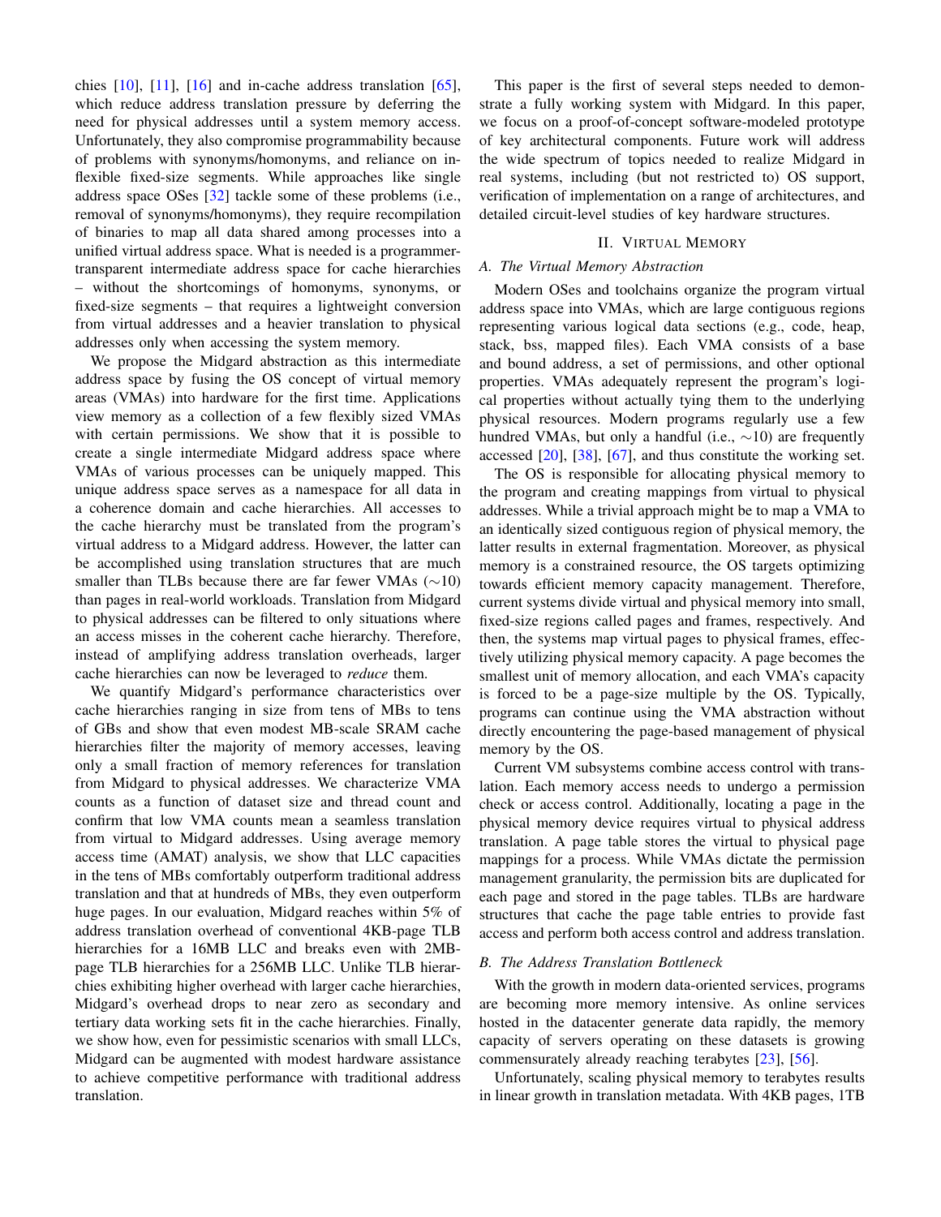chies [10], [11], [16] and in-cache address translation [65], which reduce address translation pressure by deferring the need for physical addresses until a system memory access. Unfortunately, they also compromise programmability because of problems with synonyms/homonyms, and reliance on inflexible fixed-size segments. While approaches like single address space OSes [32] tackle some of these problems (i.e., removal of synonyms/homonyms), they require recompilation of binaries to map all data shared among processes into a unified virtual address space. What is needed is a programmer-transparent intermediate address space for cache hierarchies – without the shortcomings of homonyms, synonyms, or fixed-size segments – that requires a lightweight conversion from virtual addresses and a heavier translation to physical addresses only when accessing the system memory.

We propose the Midgard abstraction as this intermediate address space by fusing the OS concept of virtual memory areas (VMAs) into hardware for the first time. Applications view memory as a collection of a few flexibly sized VMAs with certain permissions. We show that it is possible to create a single intermediate Midgard address space where VMAs of various processes can be uniquely mapped. This unique address space serves as a namespace for all data in a coherence domain and cache hierarchies. All accesses to the cache hierarchy must be translated from the program's virtual address to a Midgard address. However, the latter can be accomplished using translation structures that are much smaller than TLBs because there are far fewer VMAs ($\sim$10) than pages in real-world workloads. Translation from Midgard to physical addresses can be filtered to only situations where an access misses in the coherent cache hierarchy. Therefore, instead of amplifying address translation overheads, larger cache hierarchies can now be leveraged to *reduce* them.

We quantify Midgard's performance characteristics over cache hierarchies ranging in size from tens of MBs to tens of GBs and show that even modest MB-scale SRAM cache hierarchies filter the majority of memory accesses, leaving only a small fraction of memory references for translation from Midgard to physical addresses. We characterize VMA counts as a function of dataset size and thread count and confirm that low VMA counts mean a seamless translation from virtual to Midgard addresses. Using average memory access time (AMAT) analysis, we show that LLC capacities in the tens of MBs comfortably outperform traditional address translation and that at hundreds of MBs, they even outperform huge pages. In our evaluation, Midgard reaches within 5% of address translation overhead of conventional 4KB-page TLB hierarchies for a 16MB LLC and breaks even with 2MB-page TLB hierarchies for a 256MB LLC. Unlike TLB hierarchies exhibiting higher overhead with larger cache hierarchies, Midgard's overhead drops to near zero as secondary and tertiary data working sets fit in the cache hierarchies. Finally, we show how, even for pessimistic scenarios with small LLCs, Midgard can be augmented with modest hardware assistance to achieve competitive performance with traditional address translation.

This paper is the first of several steps needed to demonstrate a fully working system with Midgard. In this paper, we focus on a proof-of-concept software-modeled prototype of key architectural components. Future work will address the wide spectrum of topics needed to realize Midgard in real systems, including (but not restricted to) OS support, verification of implementation on a range of architectures, and detailed circuit-level studies of key hardware structures.

## II. Virtual Memory

### A. The Virtual Memory Abstraction

Modern OSes and toolchains organize the program virtual address space into VMAs, which are large contiguous regions representing various logical data sections (e.g., code, heap, stack, bss, mapped files). Each VMA consists of a base and bound address, a set of permissions, and other optional properties. VMAs adequately represent the program's logical properties without actually tying them to the underlying physical resources. Modern programs regularly use a few hundred VMAs, but only a handful (i.e., $\sim$10) are frequently accessed [20], [38], [67], and thus constitute the working set.

The OS is responsible for allocating physical memory to the program and creating mappings from virtual to physical addresses. While a trivial approach might be to map a VMA to an identically sized contiguous region of physical memory, the latter results in external fragmentation. Moreover, as physical memory is a constrained resource, the OS targets optimizing towards efficient memory capacity management. Therefore, current systems divide virtual and physical memory into small, fixed-size regions called pages and frames, respectively. And then, the systems map virtual pages to physical frames, effectively utilizing physical memory capacity. A page becomes the smallest unit of memory allocation, and each VMA's capacity is forced to be a page-size multiple by the OS. Typically, programs can continue using the VMA abstraction without directly encountering the page-based management of physical memory by the OS.

Current VM subsystems combine access control with translation. Each memory access needs to undergo a permission check or access control. Additionally, locating a page in the physical memory device requires virtual to physical address translation. A page table stores the virtual to physical page mappings for a process. While VMAs dictate the permission management granularity, the permission bits are duplicated for each page and stored in the page tables. TLBs are hardware structures that cache the page table entries to provide fast access and perform both access control and address translation.

### B. The Address Translation Bottleneck

With the growth in modern data-oriented services, programs are becoming more memory intensive. As online services hosted in the datacenter generate data rapidly, the memory capacity of servers operating on these datasets is growing commensurately already reaching terabytes [23], [56].

Unfortunately, scaling physical memory to terabytes results in linear growth in translation metadata. With 4KB pages, 1TB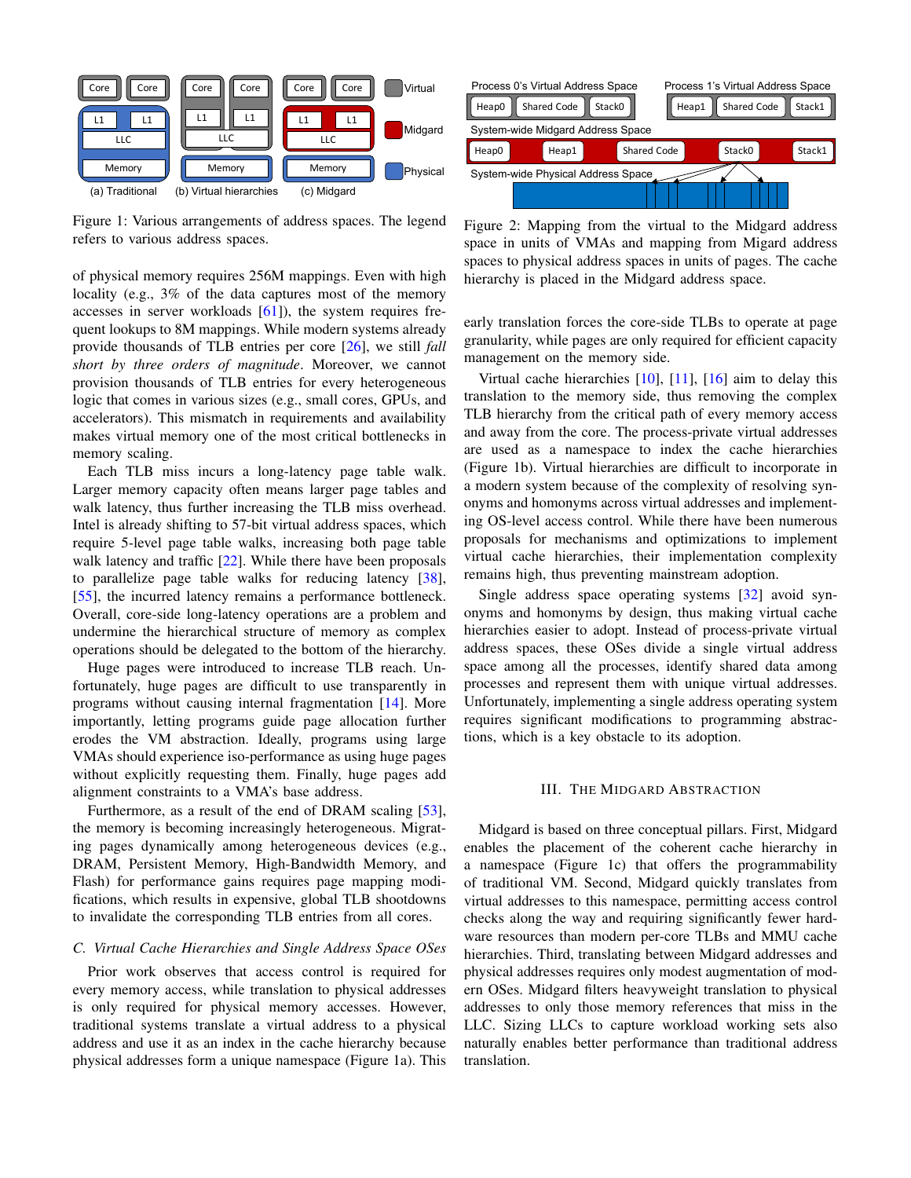Figure 1: Various arrangements of address spaces. The legend refers to various address spaces.

of physical memory requires 256M mappings. Even with high locality (e.g., 3% of the data captures most of the memory accesses in server workloads [61]), the system requires frequent lookups to 8M mappings. While modern systems already provide thousands of TLB entries per core [26], we still *fall short by three orders of magnitude*. Moreover, we cannot provision thousands of TLB entries for every heterogeneous logic that comes in various sizes (e.g., small cores, GPUs, and accelerators). This mismatch in requirements and availability makes virtual memory one of the most critical bottlenecks in memory scaling.

Each TLB miss incurs a long-latency page table walk. Larger memory capacity often means larger page tables and walk latency, thus further increasing the TLB miss overhead. Intel is already shifting to 57-bit virtual address spaces, which require 5-level page table walks, increasing both page table walk latency and traffic [22]. While there have been proposals to parallelize page table walks for reducing latency [38], [55], the incurred latency remains a performance bottleneck. Overall, core-side long-latency operations are a problem and undermine the hierarchical structure of memory as complex operations should be delegated to the bottom of the hierarchy.

Huge pages were introduced to increase TLB reach. Unfortunately, huge pages are difficult to use transparently in programs without causing internal fragmentation [14]. More importantly, letting programs guide page allocation further erodes the VM abstraction. Ideally, programs using large VMAs should experience iso-performance as using huge pages without explicitly requesting them. Finally, huge pages add alignment constraints to a VMA's base address.

Furthermore, as a result of the end of DRAM scaling [53], the memory is becoming increasingly heterogeneous. Migrating pages dynamically among heterogeneous devices (e.g., DRAM, Persistent Memory, High-Bandwidth Memory, and Flash) for performance gains requires page mapping modifications, which results in expensive, global TLB shootdowns to invalidate the corresponding TLB entries from all cores.

### C. Virtual Cache Hierarchies and Single Address Space OSes

Prior work observes that access control is required for every memory access, while translation to physical addresses is only required for physical memory accesses. However, traditional systems translate a virtual address to a physical address and use it as an index in the cache hierarchy because physical addresses form a unique namespace (Figure 1a). This early translation forces the core-side TLBs to operate at page granularity, while pages are only required for efficient capacity management on the memory side.

Figure 2: Mapping from the virtual to the Midgard address space in units of VMAs and mapping from Migard address spaces to physical address spaces in units of pages. The cache hierarchy is placed in the Midgard address space.

Virtual cache hierarchies [10], [11], [16] aim to delay this translation to the memory side, thus removing the complex TLB hierarchy from the critical path of every memory access and away from the core. The process-private virtual addresses are used as a namespace to index the cache hierarchies (Figure 1b). Virtual hierarchies are difficult to incorporate in a modern system because of the complexity of resolving synonyms and homonyms across virtual addresses and implementing OS-level access control. While there have been numerous proposals for mechanisms and optimizations to implement virtual cache hierarchies, their implementation complexity remains high, thus preventing mainstream adoption.

Single address space operating systems [32] avoid synonyms and homonyms by design, thus making virtual cache hierarchies easier to adopt. Instead of process-private virtual address spaces, these OSes divide a single virtual address space among all the processes, identify shared data among processes and represent them with unique virtual addresses. Unfortunately, implementing a single address operating system requires significant modifications to programming abstractions, which is a key obstacle to its adoption.

## III. The Midgard Abstraction

Midgard is based on three conceptual pillars. First, Midgard enables the placement of the coherent cache hierarchy in a namespace (Figure 1c) that offers the programmability of traditional VM. Second, Midgard quickly translates from virtual addresses to this namespace, permitting access control checks along the way and requiring significantly fewer hardware resources than modern per-core TLBs and MMU cache hierarchies. Third, translating between Midgard addresses and physical addresses requires only modest augmentation of modern OSes. Midgard filters heavyweight translation to physical addresses to only those memory references that miss in the LLC. Sizing LLCs to capture workload working sets also naturally enables better performance than traditional address translation.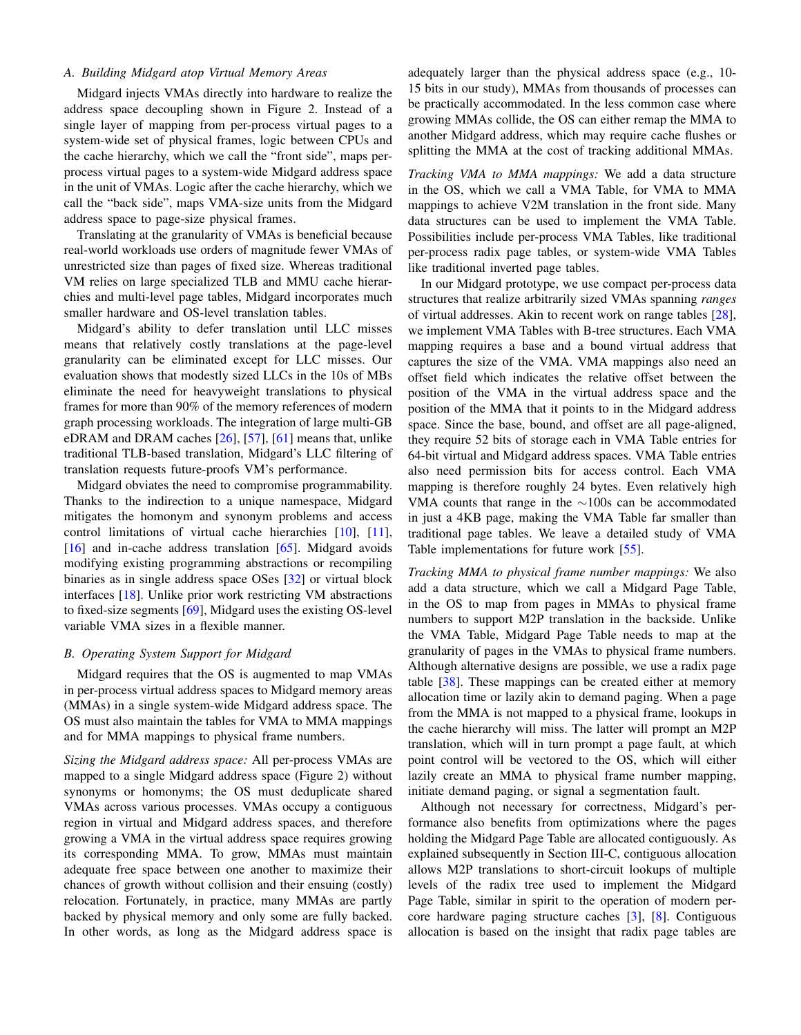### A. Building Midgard atop Virtual Memory Areas

Midgard injects VMAs directly into hardware to realize the address space decoupling shown in Figure 2. Instead of a single layer of mapping from per-process virtual pages to a system-wide set of physical frames, logic between CPUs and the cache hierarchy, which we call the "front side", maps per-process virtual pages to a system-wide Midgard address space in the unit of VMAs. Logic after the cache hierarchy, which we call the "back side", maps VMA-size units from the Midgard address space to page-size physical frames.

Translating at the granularity of VMAs is beneficial because real-world workloads use orders of magnitude fewer VMAs of unrestricted size than pages of fixed size. Whereas traditional VM relies on large specialized TLB and MMU cache hierarchies and multi-level page tables, Midgard incorporates much smaller hardware and OS-level translation tables.

Midgard's ability to defer translation until LLC misses means that relatively costly translations at the page-level granularity can be eliminated except for LLC misses. Our evaluation shows that modestly sized LLCs in the 10s of MBs eliminate the need for heavyweight translations to physical frames for more than 90% of the memory references of modern graph processing workloads. The integration of large multi-GB eDRAM and DRAM caches [26], [57], [61] means that, unlike traditional TLB-based translation, Midgard's LLC filtering of translation requests future-proofs VM's performance.

Midgard obviates the need to compromise programmability. Thanks to the indirection to a unique namespace, Midgard mitigates the homonym and synonym problems and access control limitations of virtual cache hierarchies [10], [11], [16] and in-cache address translation [65]. Midgard avoids modifying existing programming abstractions or recompiling binaries as in single address space OSes [32] or virtual block interfaces [18]. Unlike prior work restricting VM abstractions to fixed-size segments [69], Midgard uses the existing OS-level variable VMA sizes in a flexible manner.

### B. Operating System Support for Midgard

Midgard requires that the OS is augmented to map VMAs in per-process virtual address spaces to Midgard memory areas (MMAs) in a single system-wide Midgard address space. The OS must also maintain the tables for VMA to MMA mappings and for MMA mappings to physical frame numbers.

*Sizing the Midgard address space:* All per-process VMAs are mapped to a single Midgard address space (Figure 2) without synonyms or homonyms; the OS must deduplicate shared VMAs across various processes. VMAs occupy a contiguous region in virtual and Midgard address spaces, and therefore growing a VMA in the virtual address space requires growing its corresponding MMA. To grow, MMAs must maintain adequate free space between one another to maximize their chances of growth without collision and their ensuing (costly) relocation. Fortunately, in practice, many MMAs are partly backed by physical memory and only some are fully backed. In other words, as long as the Midgard address space is adequately larger than the physical address space (e.g., 10-15 bits in our study), MMAs from thousands of processes can be practically accommodated. In the less common case where growing MMAs collide, the OS can either remap the MMA to another Midgard address, which may require cache flushes or splitting the MMA at the cost of tracking additional MMAs.

*Tracking VMA to MMA mappings:* We add a data structure in the OS, which we call a VMA Table, for VMA to MMA mappings to achieve V2M translation in the front side. Many data structures can be used to implement the VMA Table. Possibilities include per-process VMA Tables, like traditional per-process radix page tables, or system-wide VMA Tables like traditional inverted page tables.

In our Midgard prototype, we use compact per-process data structures that realize arbitrarily sized VMAs spanning *ranges* of virtual addresses. Akin to recent work on range tables [28], we implement VMA Tables with B-tree structures. Each VMA mapping requires a base and a bound virtual address that captures the size of the VMA. VMA mappings also need an offset field which indicates the relative offset between the position of the VMA in the virtual address space and the position of the MMA that it points to in the Midgard address space. Since the base, bound, and offset are all page-aligned, they require 52 bits of storage each in VMA Table entries for 64-bit virtual and Midgard address spaces. VMA Table entries also need permission bits for access control. Each VMA mapping is therefore roughly 24 bytes. Even relatively high VMA counts that range in the ~100s can be accommodated in just a 4KB page, making the VMA Table far smaller than traditional page tables. We leave a detailed study of VMA Table implementations for future work [55].

*Tracking MMA to physical frame number mappings:* We also add a data structure, which we call a Midgard Page Table, in the OS to map from pages in MMAs to physical frame numbers to support M2P translation in the backside. Unlike the VMA Table, Midgard Page Table needs to map at the granularity of pages in the VMAs to physical frame numbers. Although alternative designs are possible, we use a radix page table [38]. These mappings can be created either at memory allocation time or lazily akin to demand paging. When a page from the MMA is not mapped to a physical frame, lookups in the cache hierarchy will miss. The latter will prompt an M2P translation, which will in turn prompt a page fault, at which point control will be vectored to the OS, which will either lazily create an MMA to physical frame number mapping, initiate demand paging, or signal a segmentation fault.

Although not necessary for correctness, Midgard's performance also benefits from optimizations where the pages holding the Midgard Page Table are allocated contiguously. As explained subsequently in Section III-C, contiguous allocation allows M2P translations to short-circuit lookups of multiple levels of the radix tree used to implement the Midgard Page Table, similar in spirit to the operation of modern per-core hardware paging structure caches [3], [8]. Contiguous allocation is based on the insight that radix page tables are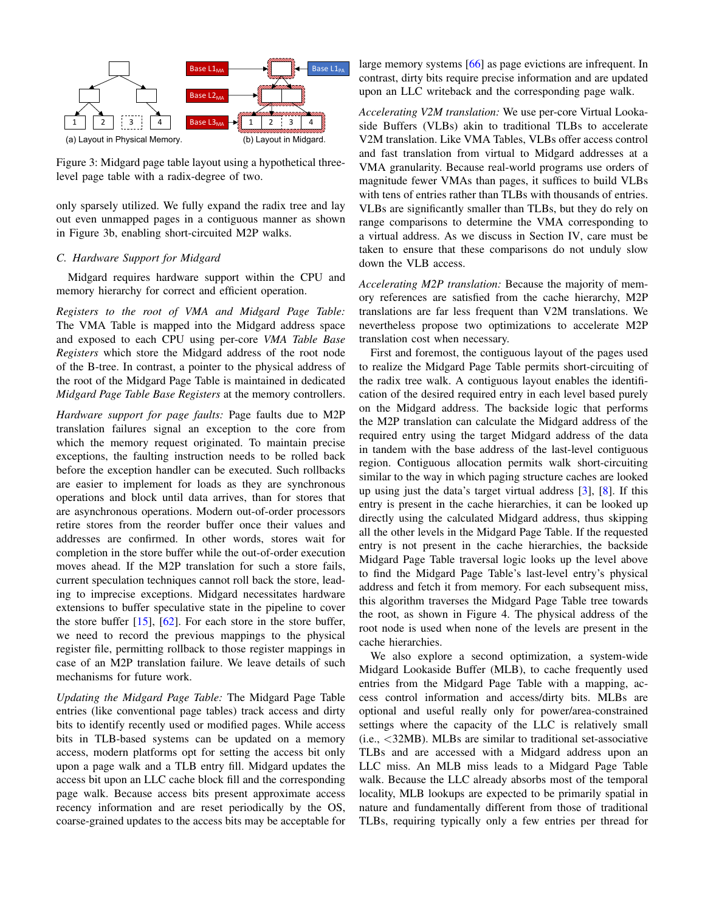(a) Layout in Physical Memory. (b) Layout in Midgard.

Figure 3: Midgard page table layout using a hypothetical three-level page table with a radix-degree of two.

only sparsely utilized. We fully expand the radix tree and lay out even unmapped pages in a contiguous manner as shown in Figure 3b, enabling short-circuited M2P walks.

### C. Hardware Support for Midgard

Midgard requires hardware support within the CPU and memory hierarchy for correct and efficient operation.

*Registers to the root of VMA and Midgard Page Table:* The VMA Table is mapped into the Midgard address space and exposed to each CPU using per-core *VMA Table Base Registers* which store the Midgard address of the root node of the B-tree. In contrast, a pointer to the physical address of the root of the Midgard Page Table is maintained in dedicated *Midgard Page Table Base Registers* at the memory controllers.

*Hardware support for page faults:* Page faults due to M2P translation failures signal an exception to the core from which the memory request originated. To maintain precise exceptions, the faulting instruction needs to be rolled back before the exception handler can be executed. Such rollbacks are easier to implement for loads as they are synchronous operations and block until data arrives, than for stores that are asynchronous operations. Modern out-of-order processors retire stores from the reorder buffer once their values and addresses are confirmed. In other words, stores wait for completion in the store buffer while the out-of-order execution moves ahead. If the M2P translation for such a store fails, current speculation techniques cannot roll back the store, leading to imprecise exceptions. Midgard necessitates hardware extensions to buffer speculative state in the pipeline to cover the store buffer [15], [62]. For each store in the store buffer, we need to record the previous mappings to the physical register file, permitting rollback to those register mappings in case of an M2P translation failure. We leave details of such mechanisms for future work.

*Updating the Midgard Page Table:* The Midgard Page Table entries (like conventional page tables) track access and dirty bits to identify recently used or modified pages. While access bits in TLB-based systems can be updated on a memory access, modern platforms opt for setting the access bit only upon a page walk and a TLB entry fill. Midgard updates the access bit upon an LLC cache block fill and the corresponding page walk. Because access bits present approximate access recency information and are reset periodically by the OS, coarse-grained updates to the access bits may be acceptable for large memory systems [66] as page evictions are infrequent. In contrast, dirty bits require precise information and are updated upon an LLC writeback and the corresponding page walk.

*Accelerating V2M translation:* We use per-core Virtual Lookaside Buffers (VLBs) akin to traditional TLBs to accelerate V2M translation. Like VMA Tables, VLBs offer access control and fast translation from virtual to Midgard addresses at a VMA granularity. Because real-world programs use orders of magnitude fewer VMAs than pages, it suffices to build VLBs with tens of entries rather than TLBs with thousands of entries. VLBs are significantly smaller than TLBs, but they do rely on range comparisons to determine the VMA corresponding to a virtual address. As we discuss in Section IV, care must be taken to ensure that these comparisons do not unduly slow down the VLB access.

*Accelerating M2P translation:* Because the majority of memory references are satisfied from the cache hierarchy, M2P translations are far less frequent than V2M translations. We nevertheless propose two optimizations to accelerate M2P translation cost when necessary.

First and foremost, the contiguous layout of the pages used to realize the Midgard Page Table permits short-circuiting of the radix tree walk. A contiguous layout enables the identification of the desired required entry in each level based purely on the Midgard address. The backside logic that performs the M2P translation can calculate the Midgard address of the required entry using the target Midgard address of the data in tandem with the base address of the last-level contiguous region. Contiguous allocation permits walk short-circuiting similar to the way in which paging structure caches are looked up using just the data's target virtual address [3], [8]. If this entry is present in the cache hierarchies, it can be looked up directly using the calculated Midgard address, thus skipping all the other levels in the Midgard Page Table. If the requested entry is not present in the cache hierarchies, the backside Midgard Page Table traversal logic looks up the level above to find the Midgard Page Table's last-level entry's physical address and fetch it from memory. For each subsequent miss, this algorithm traverses the Midgard Page Table tree towards the root, as shown in Figure 4. The physical address of the root node is used when none of the levels are present in the cache hierarchies.

We also explore a second optimization, a system-wide Midgard Lookaside Buffer (MLB), to cache frequently used entries from the Midgard Page Table with a mapping, access control information and access/dirty bits. MLBs are optional and useful really only for power/area-constrained settings where the capacity of the LLC is relatively small (i.e., <32MB). MLBs are similar to traditional set-associative TLBs and are accessed with a Midgard address upon an LLC miss. An MLB miss leads to a Midgard Page Table walk. Because the LLC already absorbs most of the temporal locality, MLB lookups are expected to be primarily spatial in nature and fundamentally different from those of traditional TLBs, requiring typically only a few entries per thread for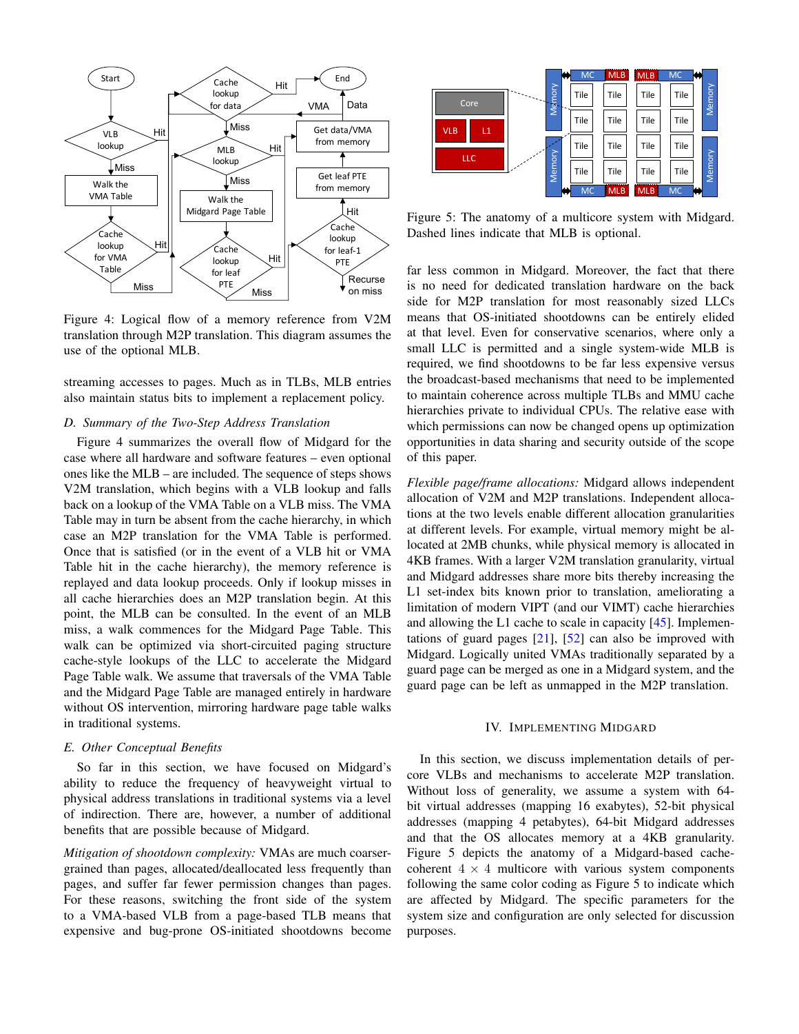Figure 4: Logical flow of a memory reference from V2M translation through M2P translation. This diagram assumes the use of the optional MLB.

streaming accesses to pages. Much as in TLBs, MLB entries also maintain status bits to implement a replacement policy.

### D. Summary of the Two-Step Address Translation

Figure 4 summarizes the overall flow of Midgard for the case where all hardware and software features – even optional ones like the MLB – are included. The sequence of steps shows V2M translation, which begins with a VLB lookup and falls back on a lookup of the VMA Table on a VLB miss. The VMA Table may in turn be absent from the cache hierarchy, in which case an M2P translation for the VMA Table is performed. Once that is satisfied (or in the event of a VLB hit or VMA Table hit in the cache hierarchy), the memory reference is replayed and data lookup proceeds. Only if lookup misses in all cache hierarchies does an M2P translation begin. At this point, the MLB can be consulted. In the event of an MLB miss, a walk commences for the Midgard Page Table. This walk can be optimized via short-circuited paging structure cache-style lookups of the LLC to accelerate the Midgard Page Table walk. We assume that traversals of the VMA Table and the Midgard Page Table are managed entirely in hardware without OS intervention, mirroring hardware page table walks in traditional systems.

### E. Other Conceptual Benefits

So far in this section, we have focused on Midgard's ability to reduce the frequency of heavyweight virtual to physical address translations in traditional systems via a level of indirection. There are, however, a number of additional benefits that are possible because of Midgard.

*Mitigation of shootdown complexity:* VMAs are much coarser-grained than pages, allocated/deallocated less frequently than pages, and suffer far fewer permission changes than pages. For these reasons, switching the front side of the system to a VMA-based VLB from a page-based TLB means that expensive and bug-prone OS-initiated shootdowns become far less common in Midgard. Moreover, the fact that there is no need for dedicated translation hardware on the back side for M2P translation for most reasonably sized LLCs means that OS-initiated shootdowns can be entirely elided at that level. Even for conservative scenarios, where only a small LLC is permitted and a single system-wide MLB is required, we find shootdowns to be far less expensive versus the broadcast-based mechanisms that need to be implemented to maintain coherence across multiple TLBs and MMU cache hierarchies private to individual CPUs. The relative ease with which permissions can now be changed opens up optimization opportunities in data sharing and security outside of the scope of this paper.

*Flexible page/frame allocations:* Midgard allows independent allocation of V2M and M2P translations. Independent allocations at the two levels enable different allocation granularities at different levels. For example, virtual memory might be allocated at 2MB chunks, while physical memory is allocated in 4KB frames. With a larger V2M translation granularity, virtual and Midgard addresses share more bits thereby increasing the L1 set-index bits known prior to translation, ameliorating a limitation of modern VIPT (and our VIMT) cache hierarchies and allowing the L1 cache to scale in capacity [45]. Implementations of guard pages [21], [52] can also be improved with Midgard. Logically united VMAs traditionally separated by a guard page can be merged as one in a Midgard system, and the guard page can be left as unmapped in the M2P translation.

Figure 5: The anatomy of a multicore system with Midgard. Dashed lines indicate that MLB is optional.

## IV. Implementing Midgard

In this section, we discuss implementation details of per-core VLBs and mechanisms to accelerate M2P translation. Without loss of generality, we assume a system with 64-bit virtual addresses (mapping 16 exabytes), 52-bit physical addresses (mapping 4 petabytes), 64-bit Midgard addresses and that the OS allocates memory at a 4KB granularity. Figure 5 depicts the anatomy of a Midgard-based cache-coherent $4 \times 4$ multicore with various system components following the same color coding as Figure 5 to indicate which are affected by Midgard. The specific parameters for the system size and configuration are only selected for discussion purposes.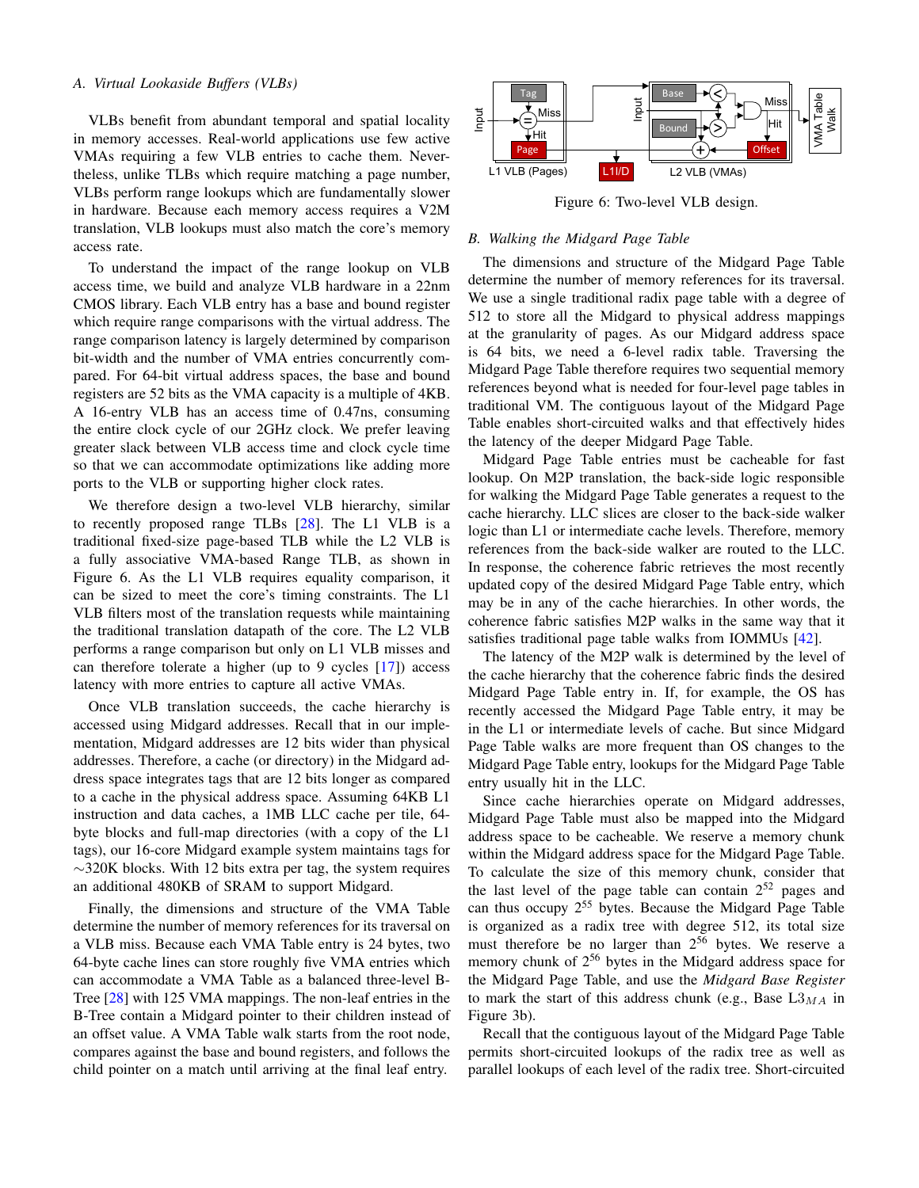### A. Virtual Lookaside Buffers (VLBs)

VLBs benefit from abundant temporal and spatial locality in memory accesses. Real-world applications use few active VMAs requiring a few VLB entries to cache them. Nevertheless, unlike TLBs which require matching a page number, VLBs perform range lookups which are fundamentally slower in hardware. Because each memory access requires a V2M translation, VLB lookups must also match the core's memory access rate.

To understand the impact of the range lookup on VLB access time, we build and analyze VLB hardware in a 22nm CMOS library. Each VLB entry has a base and bound register which require range comparisons with the virtual address. The range comparison latency is largely determined by comparison bit-width and the number of VMA entries concurrently compared. For 64-bit virtual address spaces, the base and bound registers are 52 bits as the VMA capacity is a multiple of 4KB. A 16-entry VLB has an access time of 0.47ns, consuming the entire clock cycle of our 2GHz clock. We prefer leaving greater slack between VLB access time and clock cycle time so that we can accommodate optimizations like adding more ports to the VLB or supporting higher clock rates.

We therefore design a two-level VLB hierarchy, similar to recently proposed range TLBs [28]. The L1 VLB is a traditional fixed-size page-based TLB while the L2 VLB is a fully associative VMA-based Range TLB, as shown in Figure 6. As the L1 VLB requires equality comparison, it can be sized to meet the core's timing constraints. The L1 VLB filters most of the translation requests while maintaining the traditional translation datapath of the core. The L2 VLB performs a range comparison but only on L1 VLB misses and can therefore tolerate a higher (up to 9 cycles [17]) access latency with more entries to capture all active VMAs.

Once VLB translation succeeds, the cache hierarchy is accessed using Midgard addresses. Recall that in our implementation, Midgard addresses are 12 bits wider than physical addresses. Therefore, a cache (or directory) in the Midgard address space integrates tags that are 12 bits longer as compared to a cache in the physical address space. Assuming 64KB L1 instruction and data caches, a 1MB LLC cache per tile, 64-byte blocks and full-map directories (with a copy of the L1 tags), our 16-core Midgard example system maintains tags for ∼320K blocks. With 12 bits extra per tag, the system requires an additional 480KB of SRAM to support Midgard.

Finally, the dimensions and structure of the VMA Table determine the number of memory references for its traversal on a VLB miss. Because each VMA Table entry is 24 bytes, two 64-byte cache lines can store roughly five VMA entries which can accommodate a VMA Table as a balanced three-level B-Tree [28] with 125 VMA mappings. The non-leaf entries in the B-Tree contain a Midgard pointer to their children instead of an offset value. A VMA Table walk starts from the root node, compares against the base and bound registers, and follows the child pointer on a match until arriving at the final leaf entry.

Figure 6: Two-level VLB design.

### B. Walking the Midgard Page Table

The dimensions and structure of the Midgard Page Table determine the number of memory references for its traversal. We use a single traditional radix page table with a degree of 512 to store all the Midgard to physical address mappings at the granularity of pages. As our Midgard address space is 64 bits, we need a 6-level radix table. Traversing the Midgard Page Table therefore requires two sequential memory references beyond what is needed for four-level page tables in traditional VM. The contiguous layout of the Midgard Page Table enables short-circuited walks and that effectively hides the latency of the deeper Midgard Page Table.

Midgard Page Table entries must be cacheable for fast lookup. On M2P translation, the back-side logic responsible for walking the Midgard Page Table generates a request to the cache hierarchy. LLC slices are closer to the back-side walker logic than L1 or intermediate cache levels. Therefore, memory references from the back-side walker are routed to the LLC. In response, the coherence fabric retrieves the most recently updated copy of the desired Midgard Page Table entry, which may be in any of the cache hierarchies. In other words, the coherence fabric satisfies M2P walks in the same way that it satisfies traditional page table walks from IOMMUs [42].

The latency of the M2P walk is determined by the level of the cache hierarchy that the coherence fabric finds the desired Midgard Page Table entry in. If, for example, the OS has recently accessed the Midgard Page Table entry, it may be in the L1 or intermediate levels of cache. But since Midgard Page Table walks are more frequent than OS changes to the Midgard Page Table entry, lookups for the Midgard Page Table entry usually hit in the LLC.

Since cache hierarchies operate on Midgard addresses, Midgard Page Table must also be mapped into the Midgard address space to be cacheable. We reserve a memory chunk within the Midgard address space for the Midgard Page Table. To calculate the size of this memory chunk, consider that the last level of the page table can contain $2^{52}$ pages and can thus occupy $2^{55}$ bytes. Because the Midgard Page Table is organized as a radix tree with degree 512, its total size must therefore be no larger than $2^{56}$ bytes. We reserve a memory chunk of $2^{56}$ bytes in the Midgard address space for the Midgard Page Table, and use the *Midgard Base Register* to mark the start of this address chunk (e.g., Base $L3_{MA}$ in Figure 3b).

Recall that the contiguous layout of the Midgard Page Table permits short-circuited lookups of the radix tree as well as parallel lookups of each level of the radix tree. Short-circuited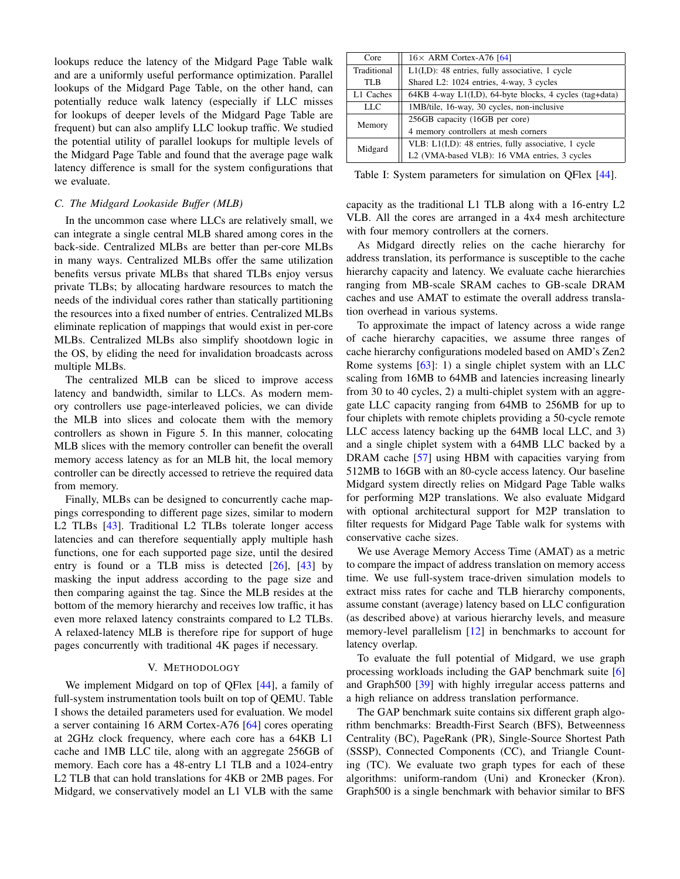lookups reduce the latency of the Midgard Page Table walk and are a uniformly useful performance optimization. Parallel lookups of the Midgard Page Table, on the other hand, can potentially reduce walk latency (especially if LLC misses for lookups of deeper levels of the Midgard Page Table are frequent) but can also amplify LLC lookup traffic. We studied the potential utility of parallel lookups for multiple levels of the Midgard Page Table and found that the average page walk latency difference is small for the system configurations that we evaluate.

### C. The Midgard Lookaside Buffer (MLB)

In the uncommon case where LLCs are relatively small, we can integrate a single central MLB shared among cores in the back-side. Centralized MLBs are better than per-core MLBs in many ways. Centralized MLBs offer the same utilization benefits versus private MLBs that shared TLBs enjoy versus private TLBs; by allocating hardware resources to match the needs of the individual cores rather than statically partitioning the resources into a fixed number of entries. Centralized MLBs eliminate replication of mappings that would exist in per-core MLBs. Centralized MLBs also simplify shootdown logic in the OS, by eliding the need for invalidation broadcasts across multiple MLBs.

The centralized MLB can be sliced to improve access latency and bandwidth, similar to LLCs. As modern memory controllers use page-interleaved policies, we can divide the MLB into slices and colocate them with the memory controllers as shown in Figure 5. In this manner, colocating MLB slices with the memory controller can benefit the overall memory access latency as for an MLB hit, the local memory controller can be directly accessed to retrieve the required data from memory.

Finally, MLBs can be designed to concurrently cache mappings corresponding to different page sizes, similar to modern L2 TLBs [43]. Traditional L2 TLBs tolerate longer access latencies and can therefore sequentially apply multiple hash functions, one for each supported page size, until the desired entry is found or a TLB miss is detected [26], [43] by masking the input address according to the page size and then comparing against the tag. Since the MLB resides at the bottom of the memory hierarchy and receives low traffic, it has even more relaxed latency constraints compared to L2 TLBs. A relaxed-latency MLB is therefore ripe for support of huge pages concurrently with traditional 4K pages if necessary.

## V. Methodology

We implement Midgard on top of QFlex [44], a family of full-system instrumentation tools built on top of QEMU. Table I shows the detailed parameters used for evaluation. We model a server containing 16 ARM Cortex-A76 [64] cores operating at 2GHz clock frequency, where each core has a 64KB L1 cache and 1MB LLC tile, along with an aggregate 256GB of memory. Each core has a 48-entry L1 TLB and a 1024-entry L2 TLB that can hold translations for 4KB or 2MB pages. For Midgard, we conservatively model an L1 VLB with the same capacity as the traditional L1 TLB along with a 16-entry L2 VLB. All the cores are arranged in a 4x4 mesh architecture with four memory controllers at the corners.

| Core | 16× ARM Cortex-A76 [64] |
|---|---|
| Traditional TLB | L1(I,D): 48 entries, fully associative, 1 cycle<br>Shared L2: 1024 entries, 4-way, 3 cycles |
| L1 Caches | 64KB 4-way L1(I,D), 64-byte blocks, 4 cycles (tag+data) |
| LLC | 1MB/tile, 16-way, 30 cycles, non-inclusive |
| Memory | 256GB capacity (16GB per core)<br>4 memory controllers at mesh corners |
| Midgard | VLB: L1(I,D): 48 entries, fully associative, 1 cycle<br>L2 (VMA-based VLB): 16 VMA entries, 3 cycles |

Table I: System parameters for simulation on QFlex [44].

As Midgard directly relies on the cache hierarchy for address translation, its performance is susceptible to the cache hierarchy capacity and latency. We evaluate cache hierarchies ranging from MB-scale SRAM caches to GB-scale DRAM caches and use AMAT to estimate the overall address translation overhead in various systems.

To approximate the impact of latency across a wide range of cache hierarchy capacities, we assume three ranges of cache hierarchy configurations modeled based on AMD's Zen2 Rome systems [63]: 1) a single chiplet system with an LLC scaling from 16MB to 64MB and latencies increasing linearly from 30 to 40 cycles, 2) a multi-chiplet system with an aggregate LLC capacity ranging from 64MB to 256MB for up to four chiplets with remote chiplets providing a 50-cycle remote LLC access latency backing up the 64MB local LLC, and 3) and a single chiplet system with a 64MB LLC backed by a DRAM cache [57] using HBM with capacities varying from 512MB to 16GB with an 80-cycle access latency. Our baseline Midgard system directly relies on Midgard Page Table walks for performing M2P translations. We also evaluate Midgard with optional architectural support for M2P translation to filter requests for Midgard Page Table walk for systems with conservative cache sizes.

We use Average Memory Access Time (AMAT) as a metric to compare the impact of address translation on memory access time. We use full-system trace-driven simulation models to extract miss rates for cache and TLB hierarchy components, assume constant (average) latency based on LLC configuration (as described above) at various hierarchy levels, and measure memory-level parallelism [12] in benchmarks to account for latency overlap.

To evaluate the full potential of Midgard, we use graph processing workloads including the GAP benchmark suite [6] and Graph500 [39] with highly irregular access patterns and a high reliance on address translation performance.

The GAP benchmark suite contains six different graph algorithm benchmarks: Breadth-First Search (BFS), Betweenness Centrality (BC), PageRank (PR), Single-Source Shortest Path (SSSP), Connected Components (CC), and Triangle Counting (TC). We evaluate two graph types for each of these algorithms: uniform-random (Uni) and Kronecker (Kron). Graph500 is a single benchmark with behavior similar to BFS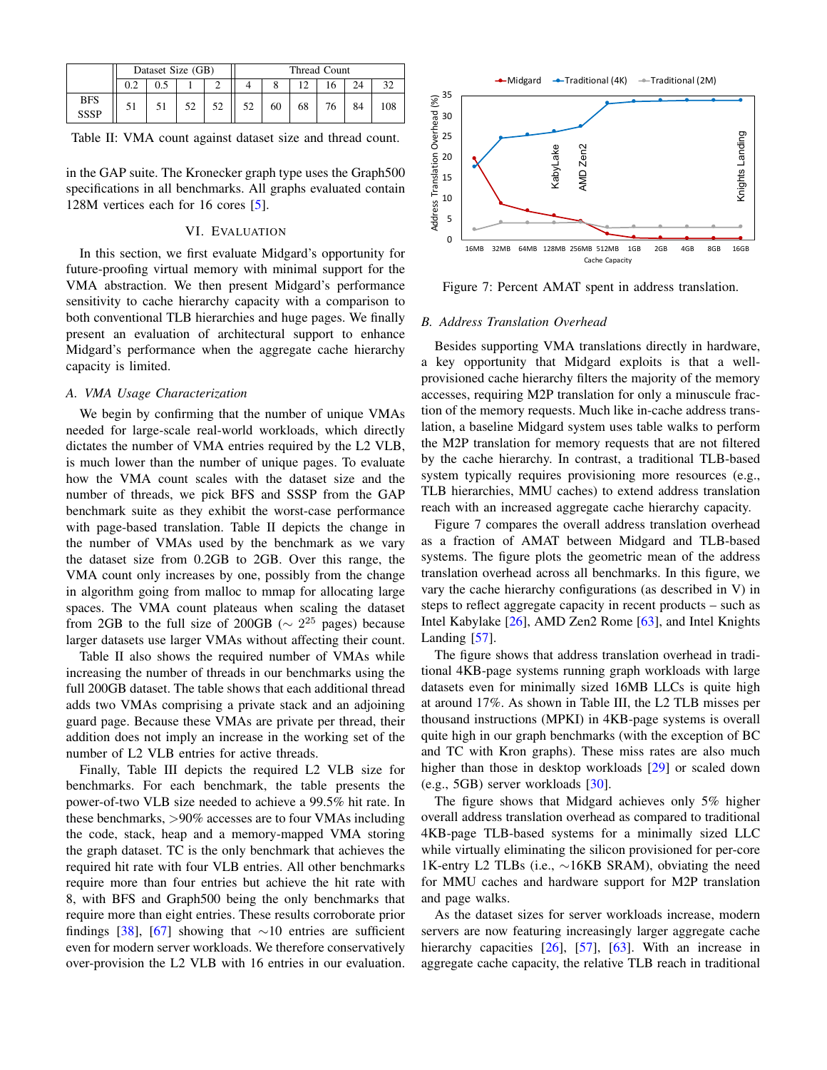| | Dataset Size (GB) | | | | Thread Count | | | | | |
|---|---|---|---|---|---|---|---|---|---|---|
| | 0.2 | 0.5 | 1 | 2 | 4 | 8 | 12 | 16 | 24 | 32 |
| BFS SSSP | 51 | 51 | 52 | 52 | 52 | 60 | 68 | 76 | 84 | 108 |

Table II: VMA count against dataset size and thread count.

in the GAP suite. The Kronecker graph type uses the Graph500 specifications in all benchmarks. All graphs evaluated contain 128M vertices each for 16 cores [5].

## VI. Evaluation

In this section, we first evaluate Midgard's opportunity for future-proofing virtual memory with minimal support for the VMA abstraction. We then present Midgard's performance sensitivity to cache hierarchy capacity with a comparison to both conventional TLB hierarchies and huge pages. We finally present an evaluation of architectural support to enhance Midgard's performance when the aggregate cache hierarchy capacity is limited.

### A. VMA Usage Characterization

We begin by confirming that the number of unique VMAs needed for large-scale real-world workloads, which directly dictates the number of VMA entries required by the L2 VLB, is much lower than the number of unique pages. To evaluate how the VMA count scales with the dataset size and the number of threads, we pick BFS and SSSP from the GAP benchmark suite as they exhibit the worst-case performance with page-based translation. Table II depicts the change in the number of VMAs used by the benchmark as we vary the dataset size from 0.2GB to 2GB. Over this range, the VMA count only increases by one, possibly from the change in algorithm going from malloc to mmap for allocating large spaces. The VMA count plateaus when scaling the dataset from 2GB to the full size of 200GB ($\sim 2^{25}$ pages) because larger datasets use larger VMAs without affecting their count.

Table II also shows the required number of VMAs while increasing the number of threads in our benchmarks using the full 200GB dataset. The table shows that each additional thread adds two VMAs comprising a private stack and an adjoining guard page. Because these VMAs are private per thread, their addition does not imply an increase in the working set of the number of L2 VLB entries for active threads.

Finally, Table III depicts the required L2 VLB size for benchmarks. For each benchmark, the table presents the power-of-two VLB size needed to achieve a 99.5% hit rate. In these benchmarks, >90% accesses are to four VMAs including the code, stack, heap and a memory-mapped VMA storing the graph dataset. TC is the only benchmark that achieves the required hit rate with four VLB entries. All other benchmarks require more than four entries but achieve the hit rate with 8, with BFS and Graph500 being the only benchmarks that require more than eight entries. These results corroborate prior findings [38], [67] showing that ~10 entries are sufficient even for modern server workloads. We therefore conservatively over-provision the L2 VLB with 16 entries in our evaluation.

Figure 7: Percent AMAT spent in address translation.

### B. Address Translation Overhead

Besides supporting VMA translations directly in hardware, a key opportunity that Midgard exploits is that a well-provisioned cache hierarchy filters the majority of the memory accesses, requiring M2P translation for only a minuscule fraction of the memory requests. Much like in-cache address translation, a baseline Midgard system uses table walks to perform the M2P translation for memory requests that are not filtered by the cache hierarchy. In contrast, a traditional TLB-based system typically requires provisioning more resources (e.g., TLB hierarchies, MMU caches) to extend address translation reach with an increased aggregate cache hierarchy capacity.

Figure 7 compares the overall address translation overhead as a fraction of AMAT between Midgard and TLB-based systems. The figure plots the geometric mean of the address translation overhead across all benchmarks. In this figure, we vary the cache hierarchy configurations (as described in V) in steps to reflect aggregate capacity in recent products – such as Intel Kabylake [26], AMD Zen2 Rome [63], and Intel Knights Landing [57].

The figure shows that address translation overhead in traditional 4KB-page systems running graph workloads with large datasets even for minimally sized 16MB LLCs is quite high at around 17%. As shown in Table III, the L2 TLB misses per thousand instructions (MPKI) in 4KB-page systems is overall quite high in our graph benchmarks (with the exception of BC and TC with Kron graphs). These miss rates are also much higher than those in desktop workloads [29] or scaled down (e.g., 5GB) server workloads [30].

The figure shows that Midgard achieves only 5% higher overall address translation overhead as compared to traditional 4KB-page TLB-based systems for a minimally sized LLC while virtually eliminating the silicon provisioned for per-core 1K-entry L2 TLBs (i.e., ~16KB SRAM), obviating the need for MMU caches and hardware support for M2P translation and page walks.

As the dataset sizes for server workloads increase, modern servers are now featuring increasingly larger aggregate cache hierarchy capacities [26], [57], [63]. With an increase in aggregate cache capacity, the relative TLB reach in traditional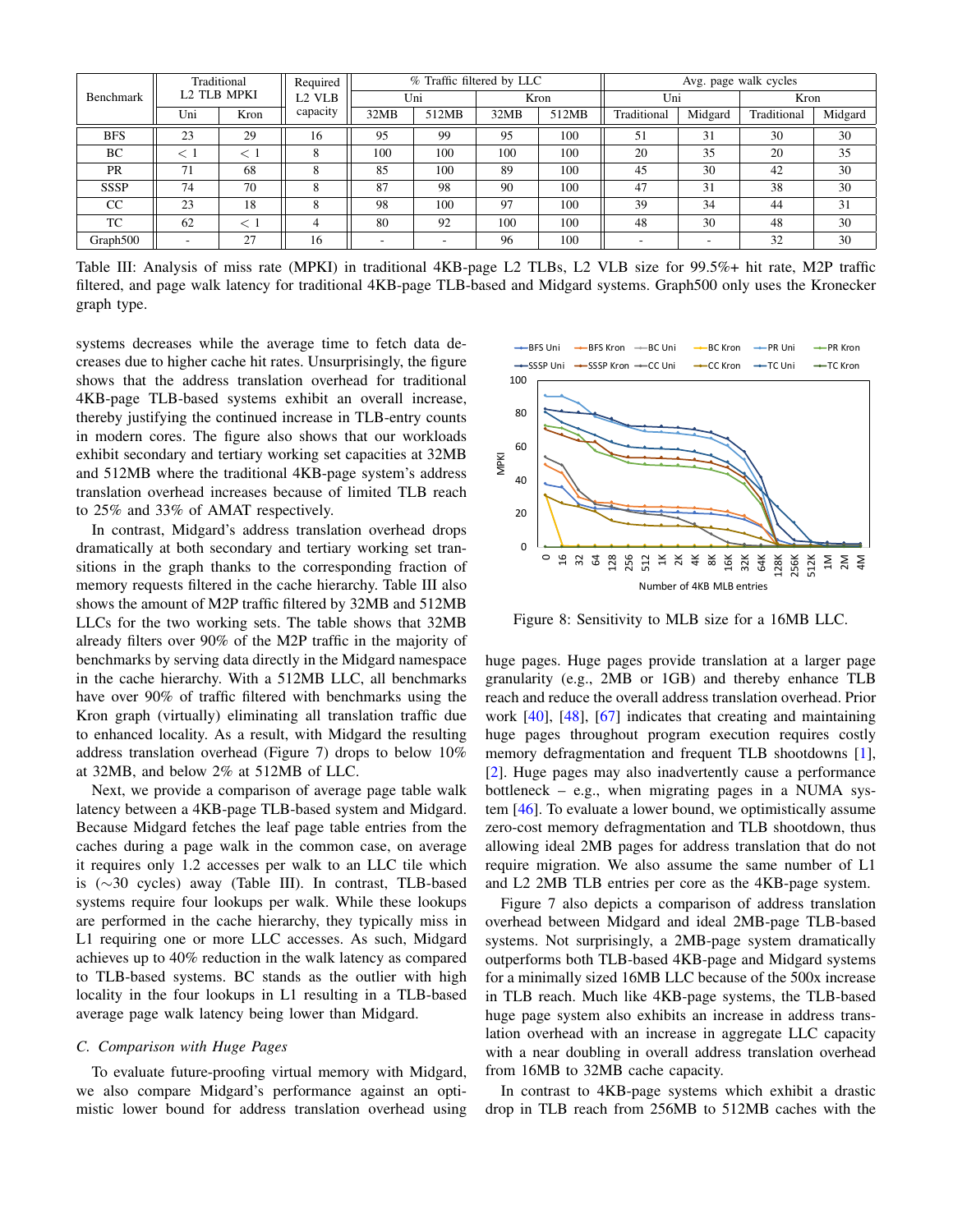| Benchmark | Traditional L2 TLB MPKI | | Required L2 VLB capacity | % Traffic filtered by LLC | | | | Avg. page walk cycles | | | |
|---|---|---|---|---|---|---|---|---|---|---|---|
| | | | | Uni | | Kron | | Uni | | Kron | |
| | Uni | Kron | | 32MB | 512MB | 32MB | 512MB | Traditional | Midgard | Traditional | Midgard |
| BFS | 23 | 29 | 16 | 95 | 99 | 95 | 100 | 51 | 31 | 30 | 30 |
| BC | < 1 | < 1 | 8 | 100 | 100 | 100 | 100 | 20 | 35 | 20 | 35 |
| PR | 71 | 68 | 8 | 85 | 100 | 89 | 100 | 45 | 30 | 42 | 30 |
| SSSP | 74 | 70 | 8 | 87 | 98 | 90 | 100 | 47 | 31 | 38 | 30 |
| CC | 23 | 18 | 8 | 98 | 100 | 97 | 100 | 39 | 34 | 44 | 31 |
| TC | 62 | < 1 | 4 | 80 | 92 | 100 | 100 | 48 | 30 | 48 | 30 |
| Graph500 | - | 27 | 16 | - | - | 96 | 100 | - | - | 32 | 30 |

Table III: Analysis of miss rate (MPKI) in traditional 4KB-page L2 TLBs, L2 VLB size for 99.5%+ hit rate, M2P traffic filtered, and page walk latency for traditional 4KB-page TLB-based and Midgard systems. Graph500 only uses the Kronecker graph type.

systems decreases while the average time to fetch data decreases due to higher cache hit rates. Unsurprisingly, the figure shows that the address translation overhead for traditional 4KB-page TLB-based systems exhibit an overall increase, thereby justifying the continued increase in TLB-entry counts in modern cores. The figure also shows that our workloads exhibit secondary and tertiary working set capacities at 32MB and 512MB where the traditional 4KB-page system's address translation overhead increases because of limited TLB reach to 25% and 33% of AMAT respectively.

In contrast, Midgard's address translation overhead drops dramatically at both secondary and tertiary working set transitions in the graph thanks to the corresponding fraction of memory requests filtered in the cache hierarchy. Table III also shows the amount of M2P traffic filtered by 32MB and 512MB LLCs for the two working sets. The table shows that 32MB already filters over 90% of the M2P traffic in the majority of benchmarks by serving data directly in the Midgard namespace in the cache hierarchy. With a 512MB LLC, all benchmarks have over 90% of traffic filtered with benchmarks using the Kron graph (virtually) eliminating all translation traffic due to enhanced locality. As a result, with Midgard the resulting address translation overhead (Figure 7) drops to below 10% at 32MB, and below 2% at 512MB of LLC.

Next, we provide a comparison of average page table walk latency between a 4KB-page TLB-based system and Midgard. Because Midgard fetches the leaf page table entries from the caches during a page walk in the common case, on average it requires only 1.2 accesses per walk to an LLC tile which is ($\sim$30 cycles) away (Table III). In contrast, TLB-based systems require four lookups per walk. While these lookups are performed in the cache hierarchy, they typically miss in L1 requiring one or more LLC accesses. As such, Midgard achieves up to 40% reduction in the walk latency as compared to TLB-based systems. BC stands as the outlier with high locality in the four lookups in L1 resulting in a TLB-based average page walk latency being lower than Midgard.

### C. Comparison with Huge Pages

To evaluate future-proofing virtual memory with Midgard, we also compare Midgard's performance against an optimistic lower bound for address translation overhead using

Figure 8: Sensitivity to MLB size for a 16MB LLC.

huge pages. Huge pages provide translation at a larger page granularity (e.g., 2MB or 1GB) and thereby enhance TLB reach and reduce the overall address translation overhead. Prior work [40], [48], [67] indicates that creating and maintaining huge pages throughout program execution requires costly memory defragmentation and frequent TLB shootdowns [1], [2]. Huge pages may also inadvertently cause a performance bottleneck – e.g., when migrating pages in a NUMA system [46]. To evaluate a lower bound, we optimistically assume zero-cost memory defragmentation and TLB shootdown, thus allowing ideal 2MB pages for address translation that do not require migration. We also assume the same number of L1 and L2 2MB TLB entries per core as the 4KB-page system.

Figure 7 also depicts a comparison of address translation overhead between Midgard and ideal 2MB-page TLB-based systems. Not surprisingly, a 2MB-page system dramatically outperforms both TLB-based 4KB-page and Midgard systems for a minimally sized 16MB LLC because of the 500x increase in TLB reach. Much like 4KB-page systems, the TLB-based huge page system also exhibits an increase in address translation overhead with an increase in aggregate LLC capacity with a near doubling in overall address translation overhead from 16MB to 32MB cache capacity.

In contrast to 4KB-page systems which exhibit a drastic drop in TLB reach from 256MB to 512MB caches with the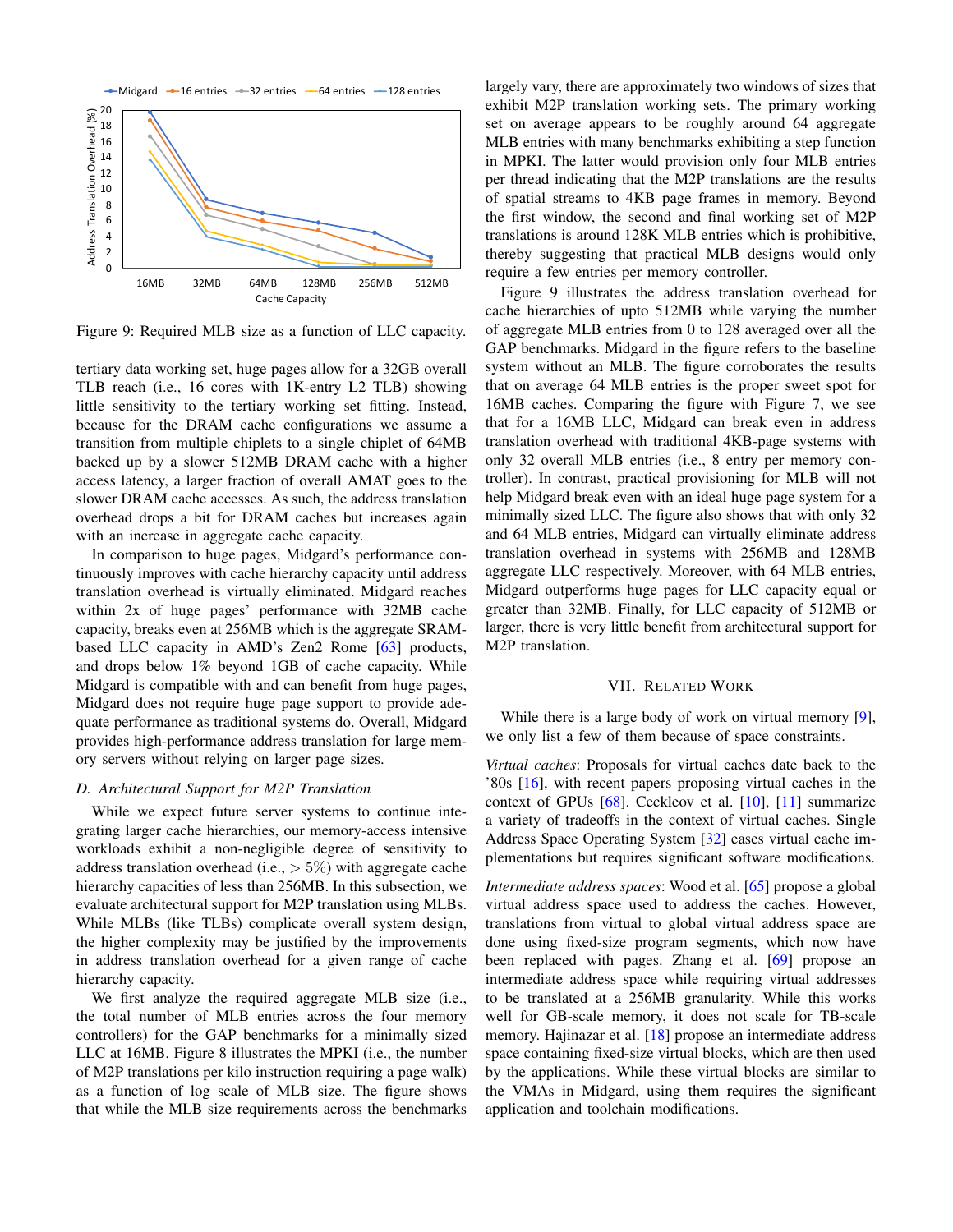Figure 9: Required MLB size as a function of LLC capacity.

tertiary data working set, huge pages allow for a 32GB overall TLB reach (i.e., 16 cores with 1K-entry L2 TLB) showing little sensitivity to the tertiary working set fitting. Instead, because for the DRAM cache configurations we assume a transition from multiple chiplets to a single chiplet of 64MB backed up by a slower 512MB DRAM cache with a higher access latency, a larger fraction of overall AMAT goes to the slower DRAM cache accesses. As such, the address translation overhead drops a bit for DRAM caches but increases again with an increase in aggregate cache capacity.

In comparison to huge pages, Midgard's performance continuously improves with cache hierarchy capacity until address translation overhead is virtually eliminated. Midgard reaches within 2x of huge pages' performance with 32MB cache capacity, breaks even at 256MB which is the aggregate SRAM-based LLC capacity in AMD's Zen2 Rome [63] products, and drops below 1% beyond 1GB of cache capacity. While Midgard is compatible with and can benefit from huge pages, Midgard does not require huge page support to provide adequate performance as traditional systems do. Overall, Midgard provides high-performance address translation for large memory servers without relying on larger page sizes.

### D. Architectural Support for M2P Translation

While we expect future server systems to continue integrating larger cache hierarchies, our memory-access intensive workloads exhibit a non-negligible degree of sensitivity to address translation overhead (i.e., $> 5\%$) with aggregate cache hierarchy capacities of less than 256MB. In this subsection, we evaluate architectural support for M2P translation using MLBs. While MLBs (like TLBs) complicate overall system design, the higher complexity may be justified by the improvements in address translation overhead for a given range of cache hierarchy capacity.

We first analyze the required aggregate MLB size (i.e., the total number of MLB entries across the four memory controllers) for the GAP benchmarks for a minimally sized LLC at 16MB. Figure 8 illustrates the MPKI (i.e., the number of M2P translations per kilo instruction requiring a page walk) as a function of log scale of MLB size. The figure shows that while the MLB size requirements across the benchmarks largely vary, there are approximately two windows of sizes that exhibit M2P translation working sets. The primary working set on average appears to be roughly around 64 aggregate MLB entries with many benchmarks exhibiting a step function in MPKI. The latter would provision only four MLB entries per thread indicating that the M2P translations are the results of spatial streams to 4KB page frames in memory. Beyond the first window, the second and final working set of M2P translations is around 128K MLB entries which is prohibitive, thereby suggesting that practical MLB designs would only require a few entries per memory controller.

Figure 9 illustrates the address translation overhead for cache hierarchies of upto 512MB while varying the number of aggregate MLB entries from 0 to 128 averaged over all the GAP benchmarks. Midgard in the figure refers to the baseline system without an MLB. The figure corroborates the results that on average 64 MLB entries is the proper sweet spot for 16MB caches. Comparing the figure with Figure 7, we see that for a 16MB LLC, Midgard can break even in address translation overhead with traditional 4KB-page systems with only 32 overall MLB entries (i.e., 8 entry per memory controller). In contrast, practical provisioning for MLB will not help Midgard break even with an ideal huge page system for a minimally sized LLC. The figure also shows that with only 32 and 64 MLB entries, Midgard can virtually eliminate address translation overhead in systems with 256MB and 128MB aggregate LLC respectively. Moreover, with 64 MLB entries, Midgard outperforms huge pages for LLC capacity equal or greater than 32MB. Finally, for LLC capacity of 512MB or larger, there is very little benefit from architectural support for M2P translation.

## VII. Related Work

While there is a large body of work on virtual memory [9], we only list a few of them because of space constraints.

*Virtual caches*: Proposals for virtual caches date back to the '80s [16], with recent papers proposing virtual caches in the context of GPUs [68]. Ceckleov et al. [10], [11] summarize a variety of tradeoffs in the context of virtual caches. Single Address Space Operating System [32] eases virtual cache implementations but requires significant software modifications.

*Intermediate address spaces*: Wood et al. [65] propose a global virtual address space used to address the caches. However, translations from virtual to global virtual address space are done using fixed-size program segments, which now have been replaced with pages. Zhang et al. [69] propose an intermediate address space while requiring virtual addresses to be translated at a 256MB granularity. While this works well for GB-scale memory, it does not scale for TB-scale memory. Hajinazar et al. [18] propose an intermediate address space containing fixed-size virtual blocks, which are then used by the applications. While these virtual blocks are similar to the VMAs in Midgard, using them requires the significant application and toolchain modifications.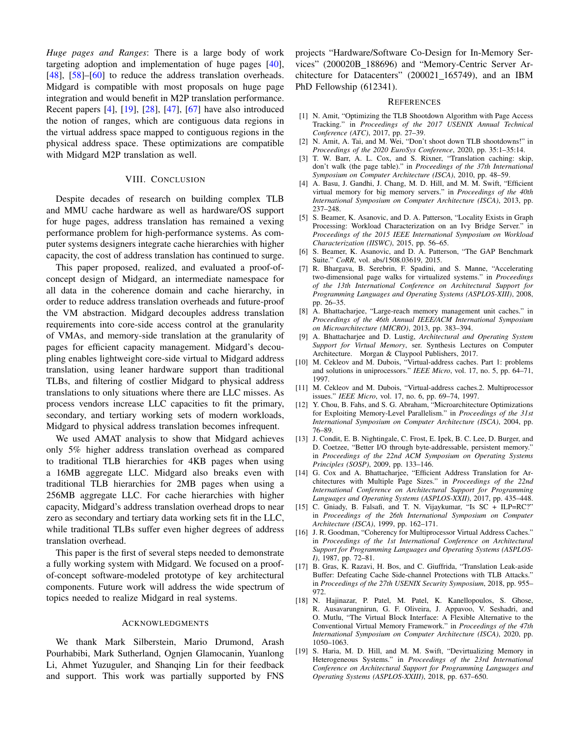*Huge pages and Ranges*: There is a large body of work targeting adoption and implementation of huge pages [40], [48], [58]–[60] to reduce the address translation overheads. Midgard is compatible with most proposals on huge page integration and would benefit in M2P translation performance. Recent papers [4], [19], [28], [47], [67] have also introduced the notion of ranges, which are contiguous data regions in the virtual address space mapped to contiguous regions in the physical address space. These optimizations are compatible with Midgard M2P translation as well.

## VIII. Conclusion

Despite decades of research on building complex TLB and MMU cache hardware as well as hardware/OS support for huge pages, address translation has remained a vexing performance problem for high-performance systems. As computer systems designers integrate cache hierarchies with higher capacity, the cost of address translation has continued to surge.

This paper proposed, realized, and evaluated a proof-of-concept design of Midgard, an intermediate namespace for all data in the coherence domain and cache hierarchy, in order to reduce address translation overheads and future-proof the VM abstraction. Midgard decouples address translation requirements into core-side access control at the granularity of VMAs, and memory-side translation at the granularity of pages for efficient capacity management. Midgard's decoupling enables lightweight core-side virtual to Midgard address translation, using leaner hardware support than traditional TLBs, and filtering of costlier Midgard to physical address translations to only situations where there are LLC misses. As process vendors increase LLC capacities to fit the primary, secondary, and tertiary working sets of modern workloads, Midgard to physical address translation becomes infrequent.

We used AMAT analysis to show that Midgard achieves only 5% higher address translation overhead as compared to traditional TLB hierarchies for 4KB pages when using a 16MB aggregate LLC. Midgard also breaks even with traditional TLB hierarchies for 2MB pages when using a 256MB aggregate LLC. For cache hierarchies with higher capacity, Midgard's address translation overhead drops to near zero as secondary and tertiary data working sets fit in the LLC, while traditional TLBs suffer even higher degrees of address translation overhead.

This paper is the first of several steps needed to demonstrate a fully working system with Midgard. We focused on a proof-of-concept software-modeled prototype of key architectural components. Future work will address the wide spectrum of topics needed to realize Midgard in real systems.

## Acknowledgments

We thank Mark Silberstein, Mario Drumond, Arash Pourhabibi, Mark Sutherland, Ognjen Glamocanin, Yuanlong Li, Ahmet Yuzuguler, and Shanqing Lin for their feedback and support. This work was partially supported by FNS projects "Hardware/Software Co-Design for In-Memory Services" (200020B_188696) and "Memory-Centric Server Architecture for Datacenters" (200021_165749), and an IBM PhD Fellowship (612341).

## References

[1] N. Amit, "Optimizing the TLB Shootdown Algorithm with Page Access Tracking." in *Proceedings of the 2017 USENIX Annual Technical Conference (ATC)*, 2017, pp. 27–39.

[2] N. Amit, A. Tai, and M. Wei, "Don't shoot down TLB shootdowns!" in *Proceedings of the 2020 EuroSys Conference*, 2020, pp. 35:1–35:14.

[3] T. W. Barr, A. L. Cox, and S. Rixner, "Translation caching: skip, don't walk (the page table)." in *Proceedings of the 37th International Symposium on Computer Architecture (ISCA)*, 2010, pp. 48–59.

[4] A. Basu, J. Gandhi, J. Chang, M. D. Hill, and M. M. Swift, "Efficient virtual memory for big memory servers." in *Proceedings of the 40th International Symposium on Computer Architecture (ISCA)*, 2013, pp. 237–248.

[5] S. Beamer, K. Asanovic, and D. A. Patterson, "Locality Exists in Graph Processing: Workload Characterization on an Ivy Bridge Server." in *Proceedings of the 2015 IEEE International Symposium on Workload Characterization (IISWC)*, 2015, pp. 56–65.

[6] S. Beamer, K. Asanovic, and D. A. Patterson, "The GAP Benchmark Suite." *CoRR*, vol. abs/1508.03619, 2015.

[7] R. Bhargava, B. Serebrin, F. Spadini, and S. Manne, "Accelerating two-dimensional page walks for virtualized systems." in *Proceedings of the 13th International Conference on Architectural Support for Programming Languages and Operating Systems (ASPLOS-XIII)*, 2008, pp. 26–35.

[8] A. Bhattacharjee, "Large-reach memory management unit caches." in *Proceedings of the 46th Annual IEEE/ACM International Symposium on Microarchitecture (MICRO)*, 2013, pp. 383–394.

[9] A. Bhattacharjee and D. Lustig, *Architectural and Operating System Support for Virtual Memory*, ser. Synthesis Lectures on Computer Architecture. Morgan & Claypool Publishers, 2017.

[10] M. Cekleov and M. Dubois, "Virtual-address caches. Part 1: problems and solutions in uniprocessors." *IEEE Micro*, vol. 17, no. 5, pp. 64–71, 1997.

[11] M. Cekleov and M. Dubois, "Virtual-address caches.2. Multiprocessor issues." *IEEE Micro*, vol. 17, no. 6, pp. 69–74, 1997.

[12] Y. Chou, B. Fahs, and S. G. Abraham, "Microarchitecture Optimizations for Exploiting Memory-Level Parallelism." in *Proceedings of the 31st International Symposium on Computer Architecture (ISCA)*, 2004, pp. 76–89.

[13] J. Condit, E. B. Nightingale, C. Frost, E. Ipek, B. C. Lee, D. Burger, and D. Coetzee, "Better I/O through byte-addressable, persistent memory." in *Proceedings of the 22nd ACM Symposium on Operating Systems Principles (SOSP)*, 2009, pp. 133–146.

[14] G. Cox and A. Bhattacharjee, "Efficient Address Translation for Architectures with Multiple Page Sizes." in *Proceedings of the 22nd International Conference on Architectural Support for Programming Languages and Operating Systems (ASPLOS-XXII)*, 2017, pp. 435–448.

[15] C. Gniady, B. Falsafi, and T. N. Vijaykumar, "Is SC + ILP=RC?" in *Proceedings of the 26th International Symposium on Computer Architecture (ISCA)*, 1999, pp. 162–171.

[16] J. R. Goodman, "Coherency for Multiprocessor Virtual Address Caches." in *Proceedings of the 1st International Conference on Architectural Support for Programming Languages and Operating Systems (ASPLOS-I)*, 1987, pp. 72–81.

[17] B. Gras, K. Razavi, H. Bos, and C. Giuffrida, "Translation Leak-aside Buffer: Defeating Cache Side-channel Protections with TLB Attacks." in *Proceedings of the 27th USENIX Security Symposium*, 2018, pp. 955–972.

[18] N. Hajinazar, P. Patel, M. Patel, K. Kanellopoulos, S. Ghose, R. Ausavarungnirun, G. F. Oliveira, J. Appavoo, V. Seshadri, and O. Mutlu, "The Virtual Block Interface: A Flexible Alternative to the Conventional Virtual Memory Framework." in *Proceedings of the 47th International Symposium on Computer Architecture (ISCA)*, 2020, pp. 1050–1063.

[19] S. Haria, M. D. Hill, and M. M. Swift, "Devirtualizing Memory in Heterogeneous Systems." in *Proceedings of the 23rd International Conference on Architectural Support for Programming Languages and Operating Systems (ASPLOS-XXIII)*, 2018, pp. 637–650.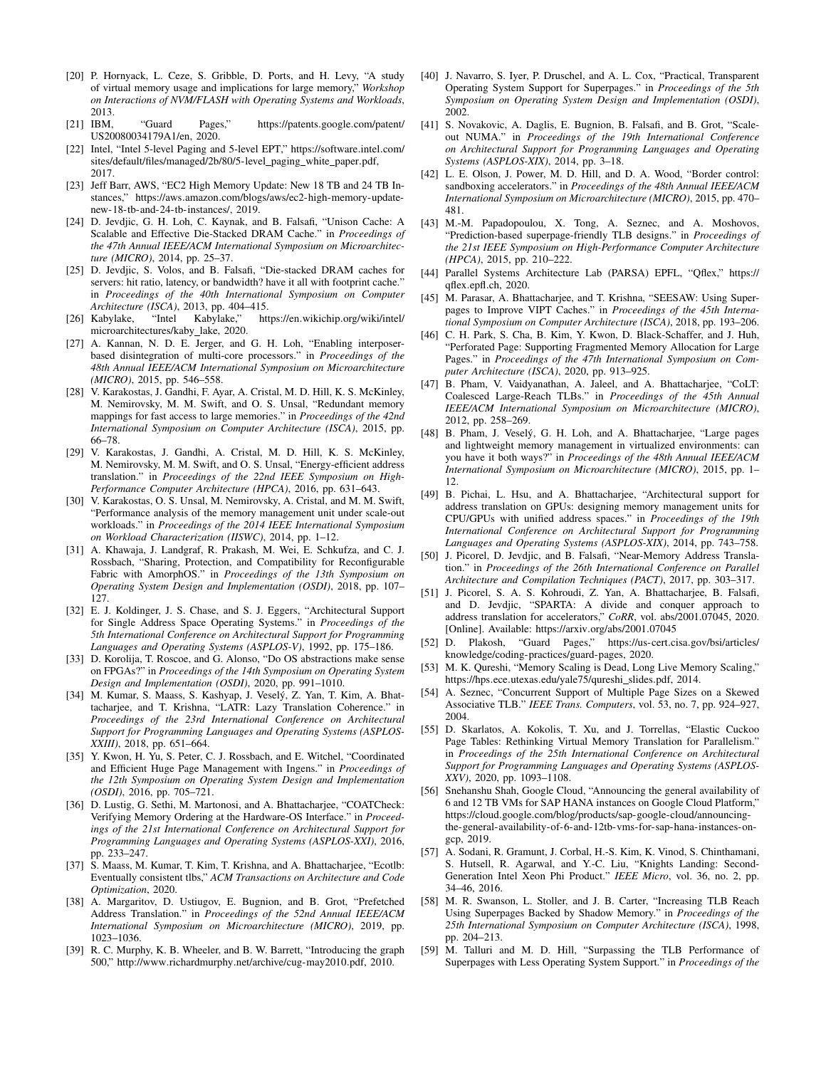[20] P. Hornyack, L. Ceze, S. Gribble, D. Ports, and H. Levy, "A study of virtual memory usage and implications for large memory," *Workshop on Interactions of NVM/FLASH with Operating Systems and Workloads*, 2013.

[21] IBM, "Guard Pages," https://patents.google.com/patent/US20080034179A1/en, 2020.

[22] Intel, "Intel 5-level Paging and 5-level EPT," https://software.intel.com/sites/default/files/managed/2b/80/5-level_paging_white_paper.pdf, 2017.

[23] Jeff Barr, AWS, "EC2 High Memory Update: New 18 TB and 24 TB Instances," https://aws.amazon.com/blogs/aws/ec2-high-memory-update-new-18-tb-and-24-tb-instances/, 2019.

[24] D. Jevdjic, G. H. Loh, C. Kaynak, and B. Falsafi, "Unison Cache: A Scalable and Effective Die-Stacked DRAM Cache." in *Proceedings of the 47th Annual IEEE/ACM International Symposium on Microarchitecture (MICRO)*, 2014, pp. 25–37.

[25] D. Jevdjic, S. Volos, and B. Falsafi, "Die-stacked DRAM caches for servers: hit ratio, latency, or bandwidth? have it all with footprint cache." in *Proceedings of the 40th International Symposium on Computer Architecture (ISCA)*, 2013, pp. 404–415.

[26] Kabylake, "Intel Kabylake," https://en.wikichip.org/wiki/intel/microarchitectures/kaby_lake, 2020.

[27] A. Kannan, N. D. E. Jerger, and G. H. Loh, "Enabling interposer-based disintegration of multi-core processors." in *Proceedings of the 48th Annual IEEE/ACM International Symposium on Microarchitecture (MICRO)*, 2015, pp. 546–558.

[28] V. Karakostas, J. Gandhi, F. Ayar, A. Cristal, M. D. Hill, K. S. McKinley, M. Nemirovsky, M. M. Swift, and O. S. Unsal, "Redundant memory mappings for fast access to large memories." in *Proceedings of the 42nd International Symposium on Computer Architecture (ISCA)*, 2015, pp. 66–78.

[29] V. Karakostas, J. Gandhi, A. Cristal, M. D. Hill, K. S. McKinley, M. Nemirovsky, M. M. Swift, and O. S. Unsal, "Energy-efficient address translation." in *Proceedings of the 22nd IEEE Symposium on High-Performance Computer Architecture (HPCA)*, 2016, pp. 631–643.

[30] V. Karakostas, O. S. Unsal, M. Nemirovsky, A. Cristal, and M. M. Swift, "Performance analysis of the memory management unit under scale-out workloads." in *Proceedings of the 2014 IEEE International Symposium on Workload Characterization (IISWC)*, 2014, pp. 1–12.

[31] A. Khawaja, J. Landgraf, R. Prakash, M. Wei, E. Schkufza, and C. J. Rossbach, "Sharing, Protection, and Compatibility for Reconfigurable Fabric with AmorphOS." in *Proceedings of the 13th Symposium on Operating System Design and Implementation (OSDI)*, 2018, pp. 107–127.

[32] E. J. Koldinger, J. S. Chase, and S. J. Eggers, "Architectural Support for Single Address Space Operating Systems." in *Proceedings of the 5th International Conference on Architectural Support for Programming Languages and Operating Systems (ASPLOS-V)*, 1992, pp. 175–186.

[33] D. Korolija, T. Roscoe, and G. Alonso, "Do OS abstractions make sense on FPGAs?" in *Proceedings of the 14th Symposium on Operating System Design and Implementation (OSDI)*, 2020, pp. 991–1010.

[34] M. Kumar, S. Maass, S. Kashyap, J. Veselý, Z. Yan, T. Kim, A. Bhattacharjee, and T. Krishna, "LATR: Lazy Translation Coherence." in *Proceedings of the 23rd International Conference on Architectural Support for Programming Languages and Operating Systems (ASPLOS-XXIII)*, 2018, pp. 651–664.

[35] Y. Kwon, H. Yu, S. Peter, C. J. Rossbach, and E. Witchel, "Coordinated and Efficient Huge Page Management with Ingens." in *Proceedings of the 12th Symposium on Operating System Design and Implementation (OSDI)*, 2016, pp. 705–721.

[36] D. Lustig, G. Sethi, M. Martonosi, and A. Bhattacharjee, "COATCheck: Verifying Memory Ordering at the Hardware-OS Interface." in *Proceedings of the 21st International Conference on Architectural Support for Programming Languages and Operating Systems (ASPLOS-XXI)*, 2016, pp. 233–247.

[37] S. Maass, M. Kumar, T. Kim, T. Krishna, and A. Bhattacharjee, "Ecotlb: Eventually consistent tlbs," *ACM Transactions on Architecture and Code Optimization*, 2020.

[38] A. Margaritov, D. Ustiugov, E. Bugnion, and B. Grot, "Prefetched Address Translation." in *Proceedings of the 52nd Annual IEEE/ACM International Symposium on Microarchitecture (MICRO)*, 2019, pp. 1023–1036.

[39] R. C. Murphy, K. B. Wheeler, and B. W. Barrett, "Introducing the graph 500," http://www.richardmurphy.net/archive/cug-may2010.pdf, 2010.

[40] J. Navarro, S. Iyer, P. Druschel, and A. L. Cox, "Practical, Transparent Operating System Support for Superpages." in *Proceedings of the 5th Symposium on Operating System Design and Implementation (OSDI)*, 2002.

[41] S. Novakovic, A. Daglis, E. Bugnion, B. Falsafi, and B. Grot, "Scale-out NUMA." in *Proceedings of the 19th International Conference on Architectural Support for Programming Languages and Operating Systems (ASPLOS-XIX)*, 2014, pp. 3–18.

[42] L. E. Olson, J. Power, M. D. Hill, and D. A. Wood, "Border control: sandboxing accelerators." in *Proceedings of the 48th Annual IEEE/ACM International Symposium on Microarchitecture (MICRO)*, 2015, pp. 470–481.

[43] M.-M. Papadopoulou, X. Tong, A. Seznec, and A. Moshovos, "Prediction-based superpage-friendly TLB designs." in *Proceedings of the 21st IEEE Symposium on High-Performance Computer Architecture (HPCA)*, 2015, pp. 210–222.

[44] Parallel Systems Architecture Lab (PARSA) EPFL, "Qflex," https://qflex.epfl.ch, 2020.

[45] M. Parasar, A. Bhattacharjee, and T. Krishna, "SEESAW: Using Superpages to Improve VIPT Caches." in *Proceedings of the 45th International Symposium on Computer Architecture (ISCA)*, 2018, pp. 193–206.

[46] C. H. Park, S. Cha, B. Kim, Y. Kwon, D. Black-Schaffer, and J. Huh, "Perforated Page: Supporting Fragmented Memory Allocation for Large Pages." in *Proceedings of the 47th International Symposium on Computer Architecture (ISCA)*, 2020, pp. 913–925.

[47] B. Pham, V. Vaidyanathan, A. Jaleel, and A. Bhattacharjee, "CoLT: Coalesced Large-Reach TLBs." in *Proceedings of the 45th Annual IEEE/ACM International Symposium on Microarchitecture (MICRO)*, 2012, pp. 258–269.

[48] B. Pham, J. Veselý, G. H. Loh, and A. Bhattacharjee, "Large pages and lightweight memory management in virtualized environments: can you have it both ways?" in *Proceedings of the 48th Annual IEEE/ACM International Symposium on Microarchitecture (MICRO)*, 2015, pp. 1–12.

[49] B. Pichai, L. Hsu, and A. Bhattacharjee, "Architectural support for address translation on GPUs: designing memory management units for CPU/GPUs with unified address spaces." in *Proceedings of the 19th International Conference on Architectural Support for Programming Languages and Operating Systems (ASPLOS-XIX)*, 2014, pp. 743–758.

[50] J. Picorel, D. Jevdjic, and B. Falsafi, "Near-Memory Address Translation." in *Proceedings of the 26th International Conference on Parallel Architecture and Compilation Techniques (PACT)*, 2017, pp. 303–317.

[51] J. Picorel, S. A. S. Kohroudi, Z. Yan, A. Bhattacharjee, B. Falsafi, and D. Jevdjic, "SPARTA: A divide and conquer approach to address translation for accelerators," *CoRR*, vol. abs/2001.07045, 2020. [Online]. Available: https://arxiv.org/abs/2001.07045

[52] D. Plakosh, "Guard Pages," https://us-cert.cisa.gov/bsi/articles/knowledge/coding-practices/guard-pages, 2020.

[53] M. K. Qureshi, "Memory Scaling is Dead, Long Live Memory Scaling," https://hps.ece.utexas.edu/yale75/qureshi_slides.pdf, 2014.

[54] A. Seznec, "Concurrent Support of Multiple Page Sizes on a Skewed Associative TLB." *IEEE Trans. Computers*, vol. 53, no. 7, pp. 924–927, 2004.

[55] D. Skarlatos, A. Kokolis, T. Xu, and J. Torrellas, "Elastic Cuckoo Page Tables: Rethinking Virtual Memory Translation for Parallelism." in *Proceedings of the 25th International Conference on Architectural Support for Programming Languages and Operating Systems (ASPLOS-XXV)*, 2020, pp. 1093–1108.

[56] Snehanshu Shah, Google Cloud, "Announcing the general availability of 6 and 12 TB VMs for SAP HANA instances on Google Cloud Platform," https://cloud.google.com/blog/products/sap-google-cloud/announcing-the-general-availability-of-6-and-12tb-vms-for-sap-hana-instances-on-gcp, 2019.

[57] A. Sodani, R. Gramunt, J. Corbal, H.-S. Kim, K. Vinod, S. Chinthamani, S. Hutsell, R. Agarwal, and Y.-C. Liu, "Knights Landing: Second-Generation Intel Xeon Phi Product." *IEEE Micro*, vol. 36, no. 2, pp. 34–46, 2016.

[58] M. R. Swanson, L. Stoller, and J. B. Carter, "Increasing TLB Reach Using Superpages Backed by Shadow Memory." in *Proceedings of the 25th International Symposium on Computer Architecture (ISCA)*, 1998, pp. 204–213.

[59] M. Talluri and M. D. Hill, "Surpassing the TLB Performance of Superpages with Less Operating System Support." in *Proceedings of the*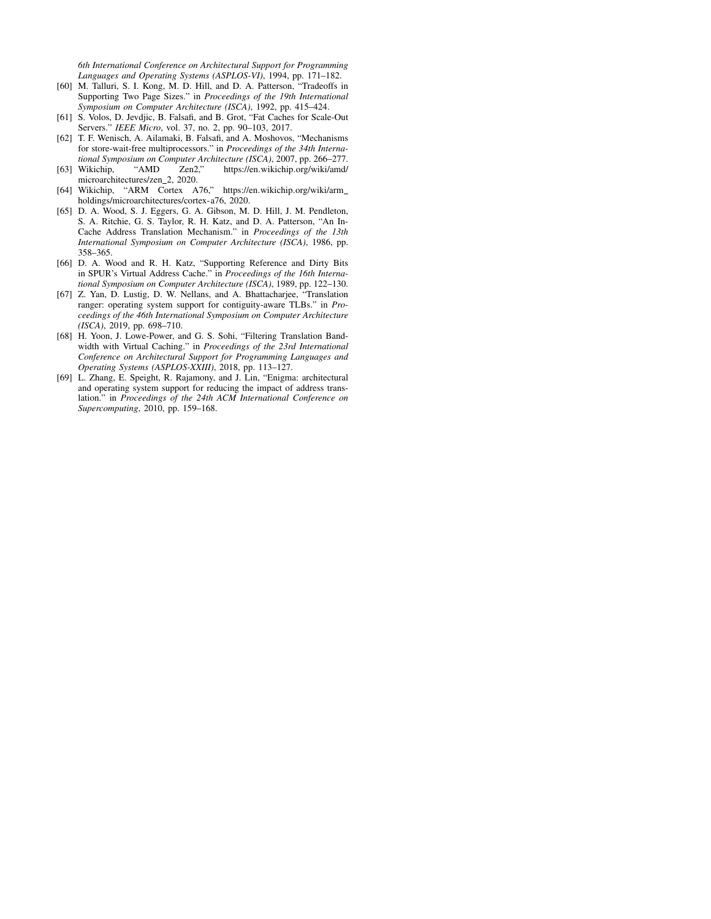*6th International Conference on Architectural Support for Programming Languages and Operating Systems (ASPLOS-VI)*, 1994, pp. 171–182.

[60] M. Talluri, S. I. Kong, M. D. Hill, and D. A. Patterson, "Tradeoffs in Supporting Two Page Sizes." in *Proceedings of the 19th International Symposium on Computer Architecture (ISCA)*, 1992, pp. 415–424.

[61] S. Volos, D. Jevdjic, B. Falsafi, and B. Grot, "Fat Caches for Scale-Out Servers." *IEEE Micro*, vol. 37, no. 2, pp. 90–103, 2017.

[62] T. F. Wenisch, A. Ailamaki, B. Falsafi, and A. Moshovos, "Mechanisms for store-wait-free multiprocessors." in *Proceedings of the 34th International Symposium on Computer Architecture (ISCA)*, 2007, pp. 266–277.

[63] Wikichip, "AMD Zen2," https://en.wikichip.org/wiki/amd/microarchitectures/zen_2, 2020.

[64] Wikichip, "ARM Cortex A76," https://en.wikichip.org/wiki/arm_holdings/microarchitectures/cortex-a76, 2020.

[65] D. A. Wood, S. J. Eggers, G. A. Gibson, M. D. Hill, J. M. Pendleton, S. A. Ritchie, G. S. Taylor, R. H. Katz, and D. A. Patterson, "An In-Cache Address Translation Mechanism." in *Proceedings of the 13th International Symposium on Computer Architecture (ISCA)*, 1986, pp. 358–365.

[66] D. A. Wood and R. H. Katz, "Supporting Reference and Dirty Bits in SPUR's Virtual Address Cache." in *Proceedings of the 16th International Symposium on Computer Architecture (ISCA)*, 1989, pp. 122–130.

[67] Z. Yan, D. Lustig, D. W. Nellans, and A. Bhattacharjee, "Translation ranger: operating system support for contiguity-aware TLBs." in *Proceedings of the 46th International Symposium on Computer Architecture (ISCA)*, 2019, pp. 698–710.

[68] H. Yoon, J. Lowe-Power, and G. S. Sohi, "Filtering Translation Bandwidth with Virtual Caching." in *Proceedings of the 23rd International Conference on Architectural Support for Programming Languages and Operating Systems (ASPLOS-XXIII)*, 2018, pp. 113–127.

[69] L. Zhang, E. Speight, R. Rajamony, and J. Lin, "Enigma: architectural and operating system support for reducing the impact of address translation." in *Proceedings of the 24th ACM International Conference on Supercomputing*, 2010, pp. 159–168.